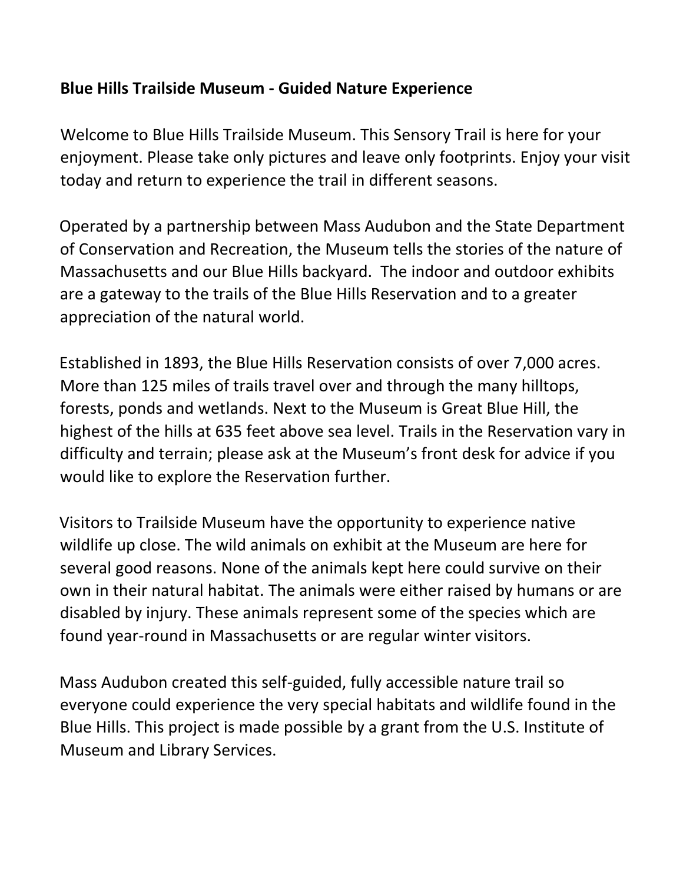**Blue Hills Trailside Museum - Guided Nature Experience**

Welcome to Blue Hills Trailside Museum. This Sensory Trail is here for your enjoyment. Please take only pictures and leave only footprints. Enjoy your visit today and return to experience the trail in different seasons.

Operated by a partnership between Mass Audubon and the State Department of Conservation and Recreation, the Museum tells the stories of the nature of Massachusetts and our Blue Hills backyard. The indoor and outdoor exhibits are a gateway to the trails of the Blue Hills Reservation and to a greater appreciation of the natural world.

Established in 1893, the Blue Hills Reservation consists of over 7,000 acres. More than 125 miles of trails travel over and through the many hilltops, forests, ponds and wetlands. Next to the Museum is Great Blue Hill, the highest of the hills at 635 feet above sea level. Trails in the Reservation vary in difficulty and terrain; please ask at the Museum's front desk for advice if you would like to explore the Reservation further.

Visitors to Trailside Museum have the opportunity to experience native wildlife up close. The wild animals on exhibit at the Museum are here for several good reasons. None of the animals kept here could survive on their own in their natural habitat. The animals were either raised by humans or are disabled by injury. These animals represent some of the species which are found year-round in Massachusetts or are regular winter visitors.

Mass Audubon created this self-guided, fully accessible nature trail so everyone could experience the very special habitats and wildlife found in the Blue Hills. This project is made possible by a grant from the U.S. Institute of Museum and Library Services.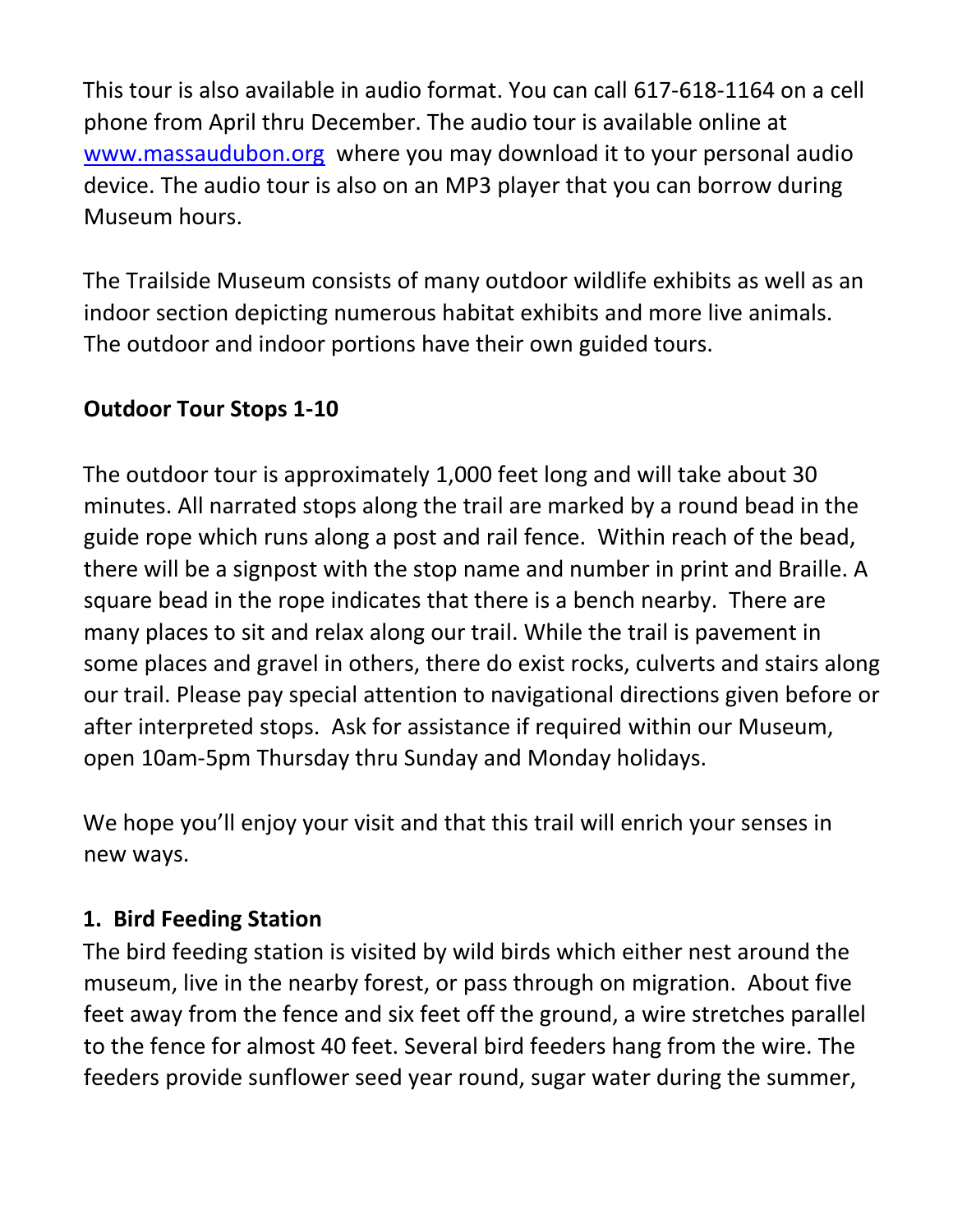This tour is also available in audio format. You can call 617-618-1164 on a cell phone from April thru December. The audio tour is available online at [www.massaudubon.org](http://www.massaudubon.org) where you may download it to your personal audio device. The audio tour is also on an MP3 player that you can borrow during Museum hours.

The Trailside Museum consists of many outdoor wildlife exhibits as well as an indoor section depicting numerous habitat exhibits and more live animals. The outdoor and indoor portions have their own guided tours.

**Outdoor Tour Stops 1-10**

The outdoor tour is approximately 1,000 feet long and will take about 30 minutes. All narrated stops along the trail are marked by a round bead in the guide rope which runs along a post and rail fence. Within reach of the bead, there will be a signpost with the stop name and number in print and Braille. A square bead in the rope indicates that there is a bench nearby. There are many places to sit and relax along our trail. While the trail is pavement in some places and gravel in others, there do exist rocks, culverts and stairs along our trail. Please pay special attention to navigational directions given before or after interpreted stops. Ask for assistance if required within our Museum, open 10am-5pm Thursday thru Sunday and Monday holidays.

We hope you'll enjoy your visit and that this trail will enrich your senses in new ways.

**1. Bird Feeding Station**

The bird feeding station is visited by wild birds which either nest around the museum, live in the nearby forest, or pass through on migration. About five feet away from the fence and six feet off the ground, a wire stretches parallel to the fence for almost 40 feet. Several bird feeders hang from the wire. The feeders provide sunflower seed year round, sugar water during the summer,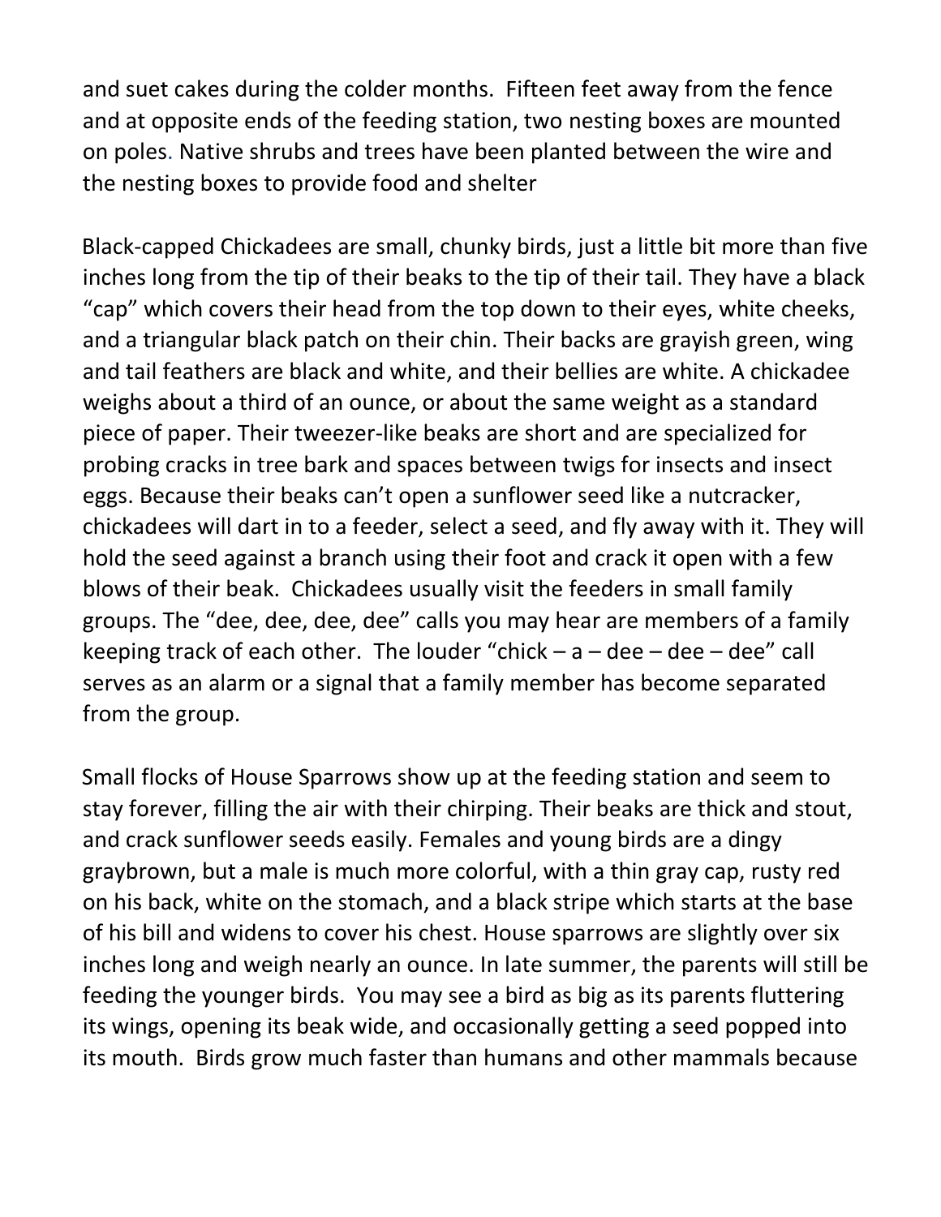and suet cakes during the colder months. Fifteen feet away from the fence and at opposite ends of the feeding station, two nesting boxes are mounted on poles. Native shrubs and trees have been planted between the wire and the nesting boxes to provide food and shelter

Black-capped Chickadees are small, chunky birds, just a little bit more than five inches long from the tip of their beaks to the tip of their tail. They have a black "cap" which covers their head from the top down to their eyes, white cheeks, and a triangular black patch on their chin. Their backs are grayish green, wing and tail feathers are black and white, and their bellies are white. A chickadee weighs about a third of an ounce, or about the same weight as a standard piece of paper. Their tweezer-like beaks are short and are specialized for probing cracks in tree bark and spaces between twigs for insects and insect eggs. Because their beaks can't open a sunflower seed like a nutcracker, chickadees will dart in to a feeder, select a seed, and fly away with it. They will hold the seed against a branch using their foot and crack it open with a few blows of their beak. Chickadees usually visit the feeders in small family groups. The "dee, dee, dee, dee" calls you may hear are members of a family keeping track of each other. The louder "chick – a – dee – dee – dee" call serves as an alarm or a signal that a family member has become separated from the group.

Small flocks of House Sparrows show up at the feeding station and seem to stay forever, filling the air with their chirping. Their beaks are thick and stout, and crack sunflower seeds easily. Females and young birds are a dingy graybrown, but a male is much more colorful, with a thin gray cap, rusty red on his back, white on the stomach, and a black stripe which starts at the base of his bill and widens to cover his chest. House sparrows are slightly over six inches long and weigh nearly an ounce. In late summer, the parents will still be feeding the younger birds. You may see a bird as big as its parents fluttering its wings, opening its beak wide, and occasionally getting a seed popped into its mouth. Birds grow much faster than humans and other mammals because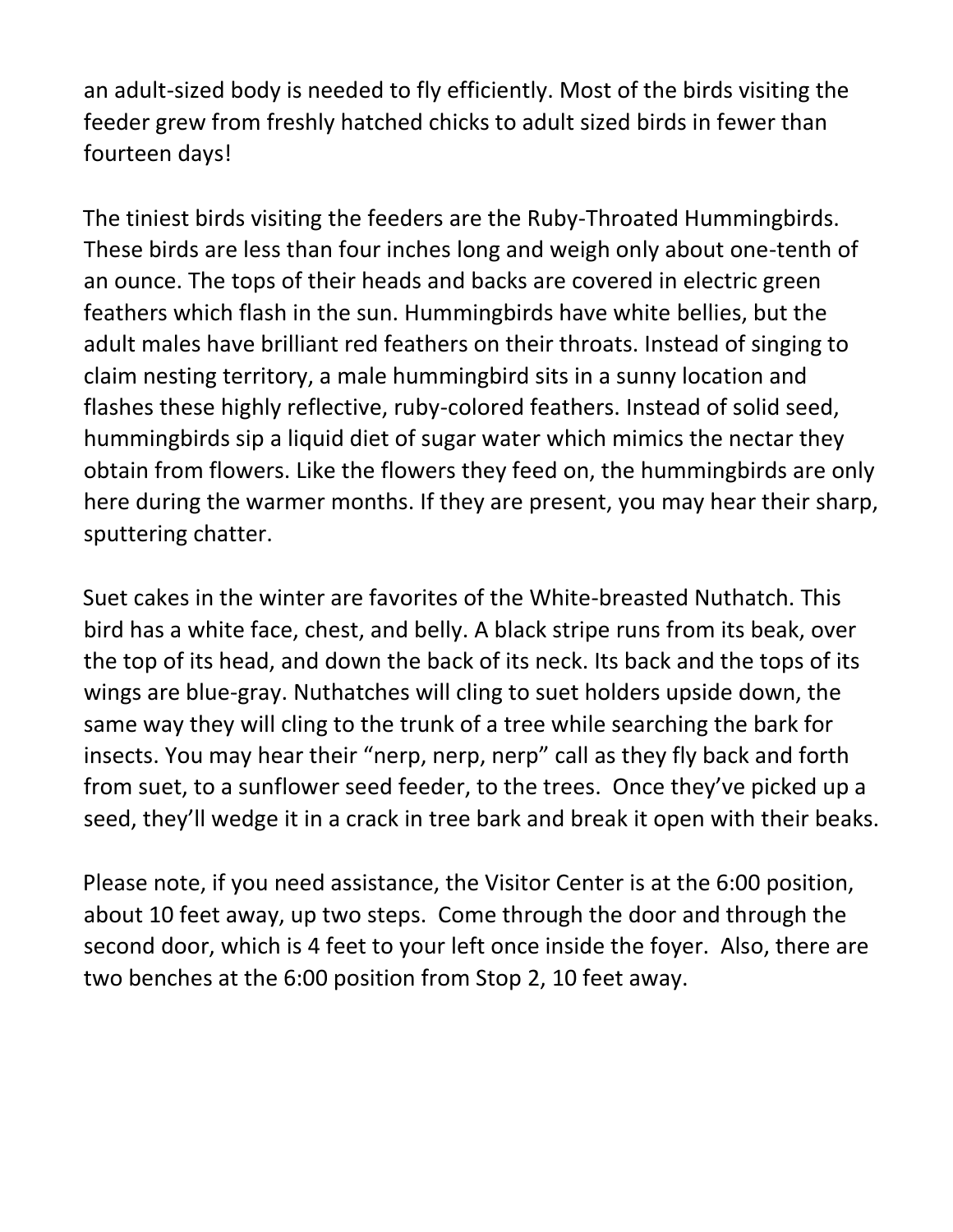an adult-sized body is needed to fly efficiently. Most of the birds visiting the feeder grew from freshly hatched chicks to adult sized birds in fewer than fourteen days!

The tiniest birds visiting the feeders are the Ruby-Throated Hummingbirds. These birds are less than four inches long and weigh only about one-tenth of an ounce. The tops of their heads and backs are covered in electric green feathers which flash in the sun. Hummingbirds have white bellies, but the adult males have brilliant red feathers on their throats. Instead of singing to claim nesting territory, a male hummingbird sits in a sunny location and flashes these highly reflective, ruby-colored feathers. Instead of solid seed, hummingbirds sip a liquid diet of sugar water which mimics the nectar they obtain from flowers. Like the flowers they feed on, the hummingbirds are only here during the warmer months. If they are present, you may hear their sharp, sputtering chatter.

Suet cakes in the winter are favorites of the White-breasted Nuthatch. This bird has a white face, chest, and belly. A black stripe runs from its beak, over the top of its head, and down the back of its neck. Its back and the tops of its wings are blue-gray. Nuthatches will cling to suet holders upside down, the same way they will cling to the trunk of a tree while searching the bark for insects. You may hear their "nerp, nerp, nerp" call as they fly back and forth from suet, to a sunflower seed feeder, to the trees. Once they've picked up a seed, they'll wedge it in a crack in tree bark and break it open with their beaks.

Please note, if you need assistance, the Visitor Center is at the 6:00 position, about 10 feet away, up two steps. Come through the door and through the second door, which is 4 feet to your left once inside the foyer. Also, there are two benches at the 6:00 position from Stop 2, 10 feet away.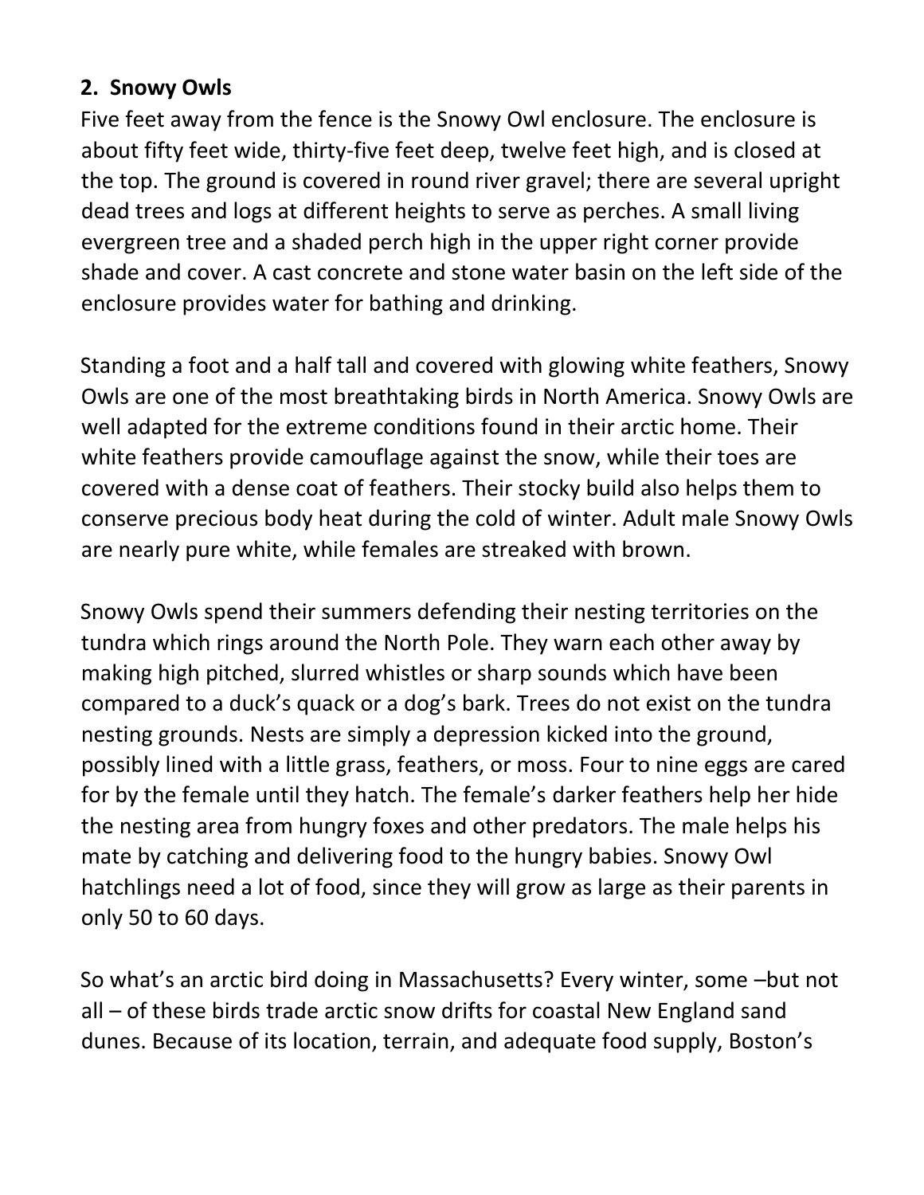## 2. Snowy Owls

Five feet away from the fence is the Snowy Owl enclosure. The enclosure is about fifty feet wide, thirty-five feet deep, twelve feet high, and is closed at the top. The ground is covered in round river gravel; there are several upright dead trees and logs at different heights to serve as perches. A small living evergreen tree and a shaded perch high in the upper right corner provide shade and cover. A cast concrete and stone water basin on the left side of the enclosure provides water for bathing and drinking.

Standing a foot and a half tall and covered with glowing white feathers, Snowy Owls are one of the most breathtaking birds in North America. Snowy Owls are well adapted for the extreme conditions found in their arctic home. Their white feathers provide camouflage against the snow, while their toes are covered with a dense coat of feathers. Their stocky build also helps them to conserve precious body heat during the cold of winter. Adult male Snowy Owls are nearly pure white, while females are streaked with brown.

Snowy Owls spend their summers defending their nesting territories on the tundra which rings around the North Pole. They warn each other away by making high pitched, slurred whistles or sharp sounds which have been compared to a duck's quack or a dog's bark. Trees do not exist on the tundra nesting grounds. Nests are simply a depression kicked into the ground, possibly lined with a little grass, feathers, or moss. Four to nine eggs are cared for by the female until they hatch. The female's darker feathers help her hide the nesting area from hungry foxes and other predators. The male helps his mate by catching and delivering food to the hungry babies. Snowy Owl hatchlings need a lot of food, since they will grow as large as their parents in only 50 to 60 days.

So what's an arctic bird doing in Massachusetts? Every winter, some –but not all – of these birds trade arctic snow drifts for coastal New England sand dunes. Because of its location, terrain, and adequate food supply, Boston's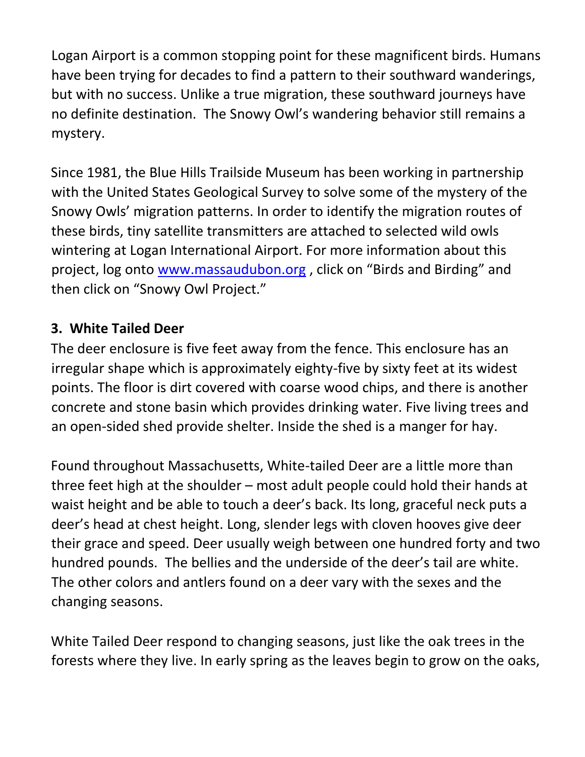Logan Airport is a common stopping point for these magnificent birds. Humans have been trying for decades to find a pattern to their southward wanderings, but with no success. Unlike a true migration, these southward journeys have no definite destination.  The Snowy Owl's wandering behavior still remains a mystery.

Since 1981, the Blue Hills Trailside Museum has been working in partnership with the United States Geological Survey to solve some of the mystery of the Snowy Owls' migration patterns. In order to identify the migration routes of these birds, tiny satellite transmitters are attached to selected wild owls wintering at Logan International Airport. For more information about this project, log onto [www.massaudubon.org](http://www.massaudubon.org) , click on "Birds and Birding" and then click on "Snowy Owl Project."

### 3. White Tailed Deer

The deer enclosure is five feet away from the fence. This enclosure has an irregular shape which is approximately eighty-five by sixty feet at its widest points. The floor is dirt covered with coarse wood chips, and there is another concrete and stone basin which provides drinking water. Five living trees and an open-sided shed provide shelter. Inside the shed is a manger for hay.

Found throughout Massachusetts, White-tailed Deer are a little more than three feet high at the shoulder – most adult people could hold their hands at waist height and be able to touch a deer's back. Its long, graceful neck puts a deer's head at chest height. Long, slender legs with cloven hooves give deer their grace and speed. Deer usually weigh between one hundred forty and two hundred pounds.  The bellies and the underside of the deer's tail are white. The other colors and antlers found on a deer vary with the sexes and the changing seasons.

White Tailed Deer respond to changing seasons, just like the oak trees in the forests where they live. In early spring as the leaves begin to grow on the oaks,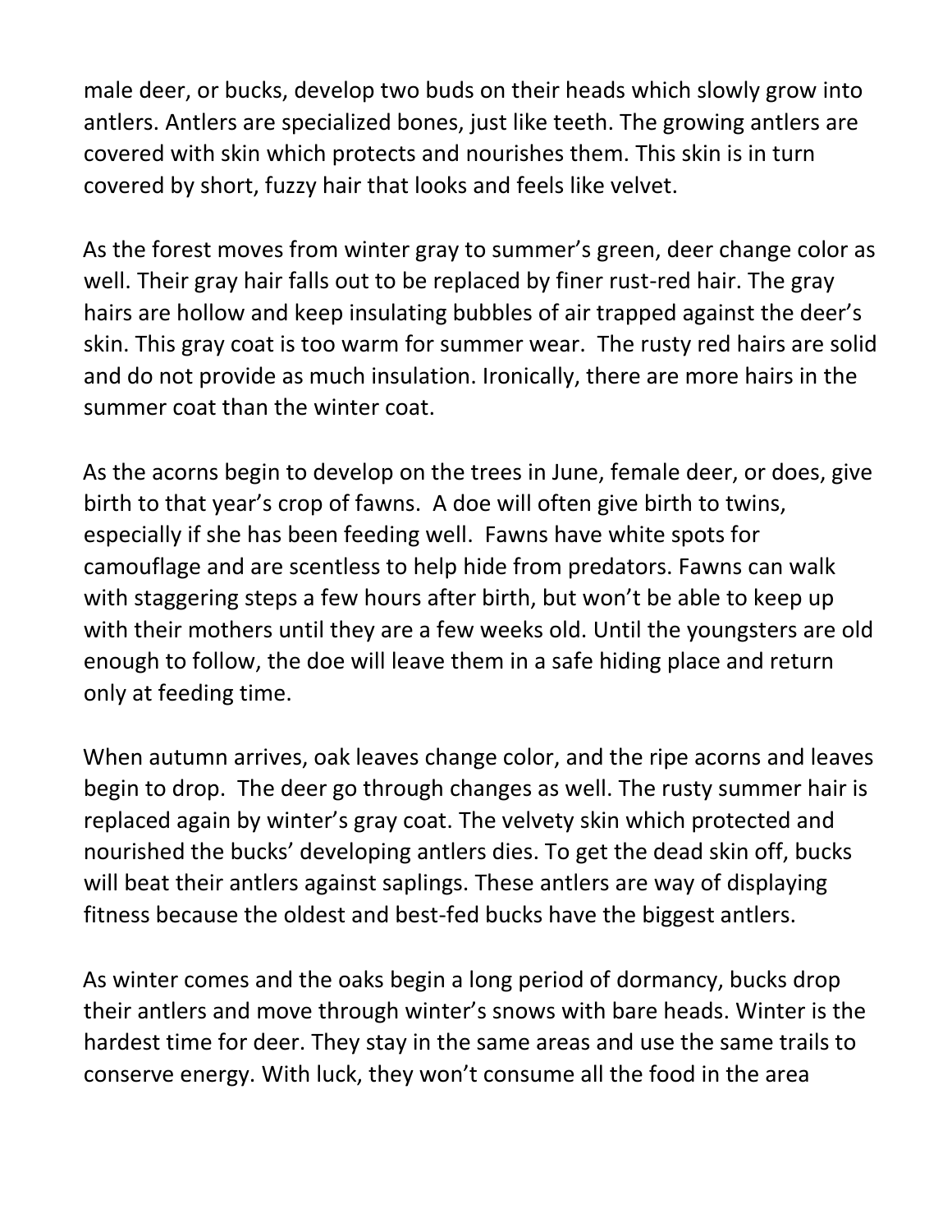male deer, or bucks, develop two buds on their heads which slowly grow into antlers. Antlers are specialized bones, just like teeth. The growing antlers are covered with skin which protects and nourishes them. This skin is in turn covered by short, fuzzy hair that looks and feels like velvet.

As the forest moves from winter gray to summer's green, deer change color as well. Their gray hair falls out to be replaced by finer rust-red hair. The gray hairs are hollow and keep insulating bubbles of air trapped against the deer's skin. This gray coat is too warm for summer wear. The rusty red hairs are solid and do not provide as much insulation. Ironically, there are more hairs in the summer coat than the winter coat.

As the acorns begin to develop on the trees in June, female deer, or does, give birth to that year's crop of fawns. A doe will often give birth to twins, especially if she has been feeding well. Fawns have white spots for camouflage and are scentless to help hide from predators. Fawns can walk with staggering steps a few hours after birth, but won't be able to keep up with their mothers until they are a few weeks old. Until the youngsters are old enough to follow, the doe will leave them in a safe hiding place and return only at feeding time.

When autumn arrives, oak leaves change color, and the ripe acorns and leaves begin to drop. The deer go through changes as well. The rusty summer hair is replaced again by winter's gray coat. The velvety skin which protected and nourished the bucks' developing antlers dies. To get the dead skin off, bucks will beat their antlers against saplings. These antlers are way of displaying fitness because the oldest and best-fed bucks have the biggest antlers.

As winter comes and the oaks begin a long period of dormancy, bucks drop their antlers and move through winter's snows with bare heads. Winter is the hardest time for deer. They stay in the same areas and use the same trails to conserve energy. With luck, they won't consume all the food in the area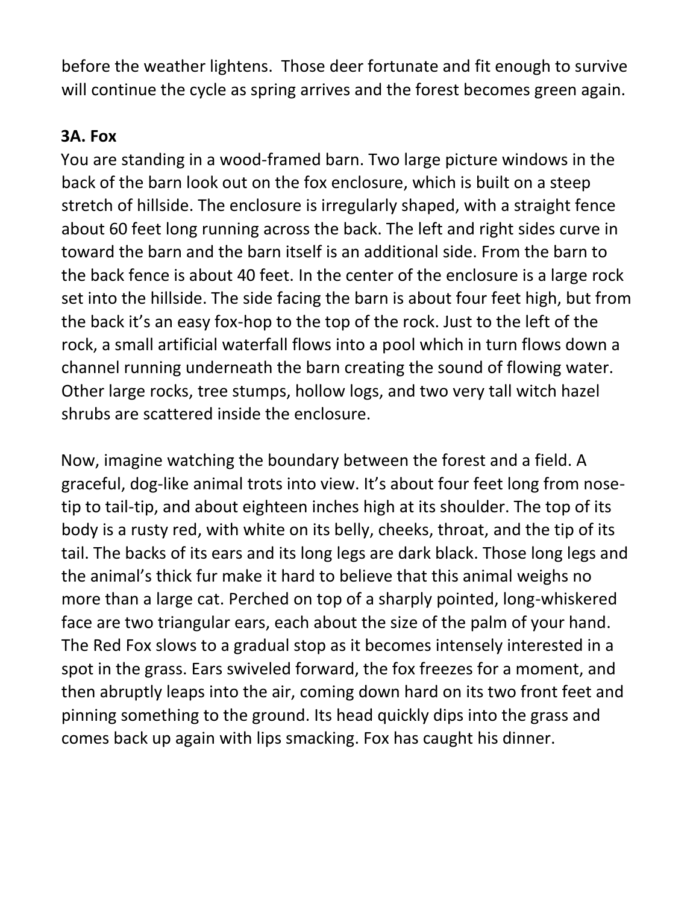before the weather lightens.  Those deer fortunate and fit enough to survive will continue the cycle as spring arrives and the forest becomes green again.

### 3A. Fox

You are standing in a wood-framed barn. Two large picture windows in the back of the barn look out on the fox enclosure, which is built on a steep stretch of hillside. The enclosure is irregularly shaped, with a straight fence about 60 feet long running across the back. The left and right sides curve in toward the barn and the barn itself is an additional side. From the barn to the back fence is about 40 feet. In the center of the enclosure is a large rock set into the hillside. The side facing the barn is about four feet high, but from the back it's an easy fox-hop to the top of the rock. Just to the left of the rock, a small artificial waterfall flows into a pool which in turn flows down a channel running underneath the barn creating the sound of flowing water. Other large rocks, tree stumps, hollow logs, and two very tall witch hazel shrubs are scattered inside the enclosure.

Now, imagine watching the boundary between the forest and a field. A graceful, dog-like animal trots into view. It's about four feet long from nose-tip to tail-tip, and about eighteen inches high at its shoulder. The top of its body is a rusty red, with white on its belly, cheeks, throat, and the tip of its tail. The backs of its ears and its long legs are dark black. Those long legs and the animal's thick fur make it hard to believe that this animal weighs no more than a large cat. Perched on top of a sharply pointed, long-whiskered face are two triangular ears, each about the size of the palm of your hand. The Red Fox slows to a gradual stop as it becomes intensely interested in a spot in the grass. Ears swiveled forward, the fox freezes for a moment, and then abruptly leaps into the air, coming down hard on its two front feet and pinning something to the ground. Its head quickly dips into the grass and comes back up again with lips smacking. Fox has caught his dinner.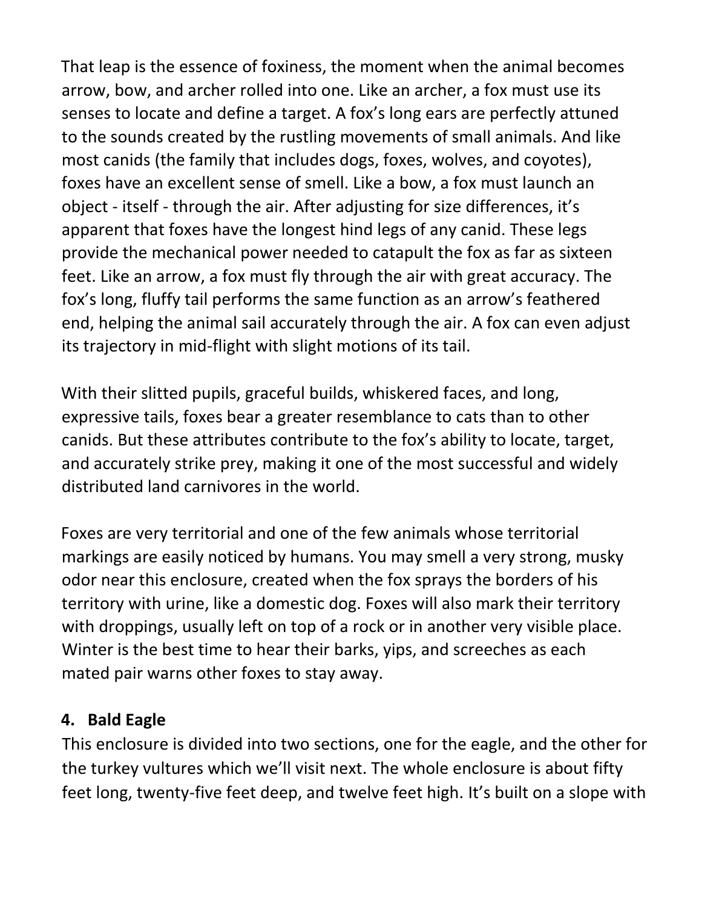That leap is the essence of foxiness, the moment when the animal becomes arrow, bow, and archer rolled into one. Like an archer, a fox must use its senses to locate and define a target. A fox's long ears are perfectly attuned to the sounds created by the rustling movements of small animals. And like most canids (the family that includes dogs, foxes, wolves, and coyotes), foxes have an excellent sense of smell. Like a bow, a fox must launch an object - itself - through the air. After adjusting for size differences, it's apparent that foxes have the longest hind legs of any canid. These legs provide the mechanical power needed to catapult the fox as far as sixteen feet. Like an arrow, a fox must fly through the air with great accuracy. The fox's long, fluffy tail performs the same function as an arrow's feathered end, helping the animal sail accurately through the air. A fox can even adjust its trajectory in mid-flight with slight motions of its tail.

With their slitted pupils, graceful builds, whiskered faces, and long, expressive tails, foxes bear a greater resemblance to cats than to other canids. But these attributes contribute to the fox's ability to locate, target, and accurately strike prey, making it one of the most successful and widely distributed land carnivores in the world.

Foxes are very territorial and one of the few animals whose territorial markings are easily noticed by humans. You may smell a very strong, musky odor near this enclosure, created when the fox sprays the borders of his territory with urine, like a domestic dog. Foxes will also mark their territory with droppings, usually left on top of a rock or in another very visible place. Winter is the best time to hear their barks, yips, and screeches as each mated pair warns other foxes to stay away.

## 4. Bald Eagle

This enclosure is divided into two sections, one for the eagle, and the other for the turkey vultures which we'll visit next. The whole enclosure is about fifty feet long, twenty-five feet deep, and twelve feet high. It's built on a slope with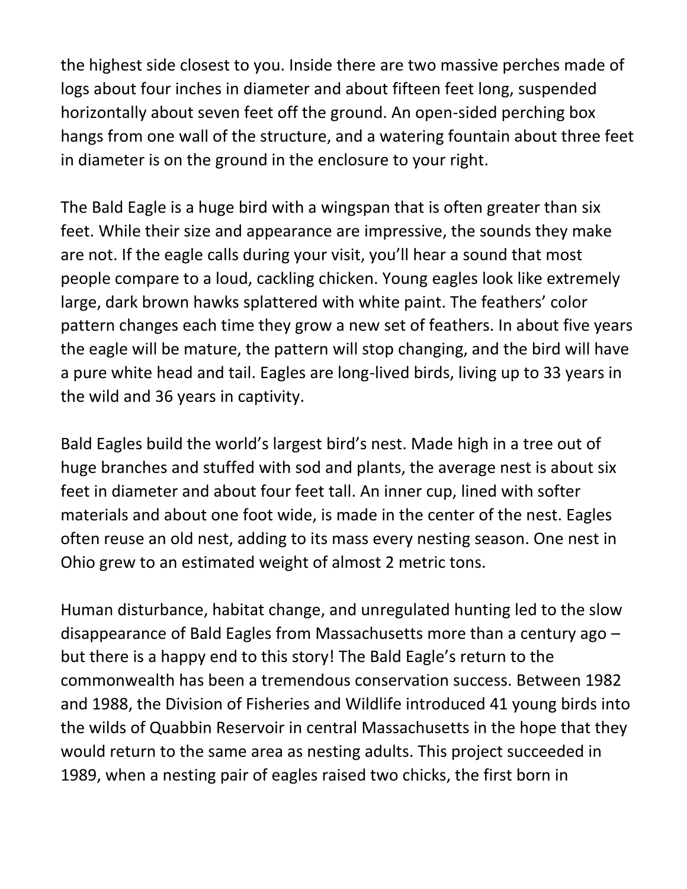the highest side closest to you. Inside there are two massive perches made of logs about four inches in diameter and about fifteen feet long, suspended horizontally about seven feet off the ground. An open-sided perching box hangs from one wall of the structure, and a watering fountain about three feet in diameter is on the ground in the enclosure to your right.

The Bald Eagle is a huge bird with a wingspan that is often greater than six feet. While their size and appearance are impressive, the sounds they make are not. If the eagle calls during your visit, you'll hear a sound that most people compare to a loud, cackling chicken. Young eagles look like extremely large, dark brown hawks splattered with white paint. The feathers' color pattern changes each time they grow a new set of feathers. In about five years the eagle will be mature, the pattern will stop changing, and the bird will have a pure white head and tail. Eagles are long-lived birds, living up to 33 years in the wild and 36 years in captivity.

Bald Eagles build the world's largest bird's nest. Made high in a tree out of huge branches and stuffed with sod and plants, the average nest is about six feet in diameter and about four feet tall. An inner cup, lined with softer materials and about one foot wide, is made in the center of the nest. Eagles often reuse an old nest, adding to its mass every nesting season. One nest in Ohio grew to an estimated weight of almost 2 metric tons.

Human disturbance, habitat change, and unregulated hunting led to the slow disappearance of Bald Eagles from Massachusetts more than a century ago – but there is a happy end to this story! The Bald Eagle's return to the commonwealth has been a tremendous conservation success. Between 1982 and 1988, the Division of Fisheries and Wildlife introduced 41 young birds into the wilds of Quabbin Reservoir in central Massachusetts in the hope that they would return to the same area as nesting adults. This project succeeded in 1989, when a nesting pair of eagles raised two chicks, the first born in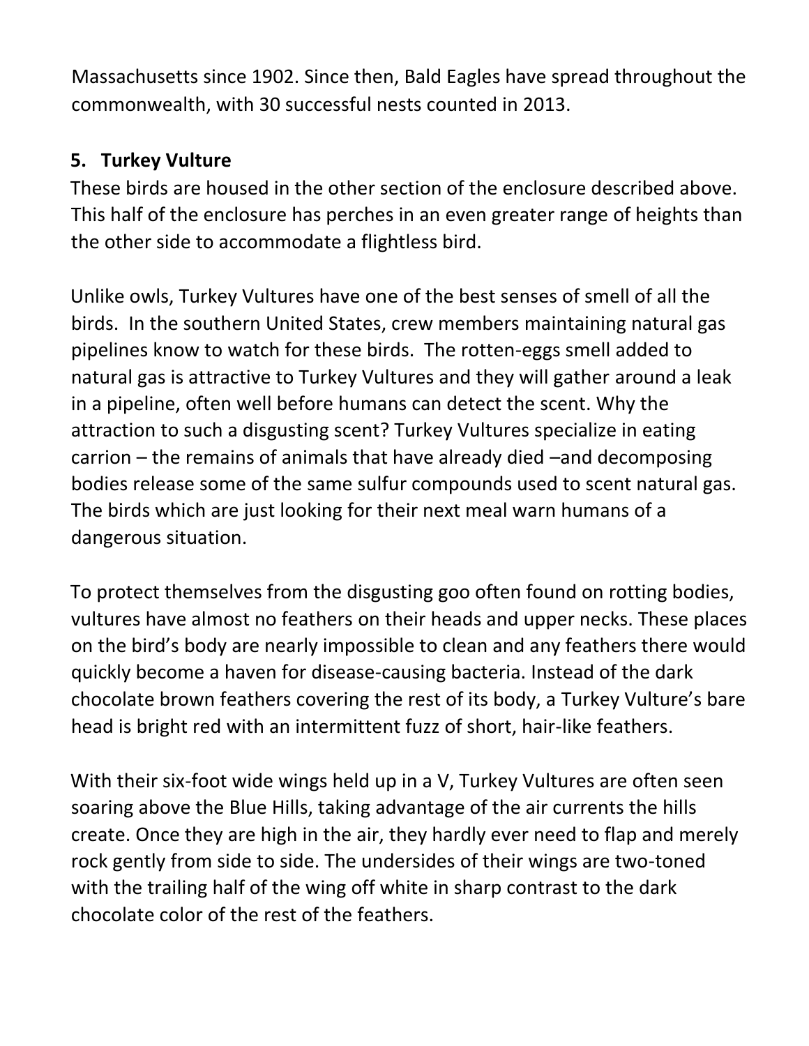Massachusetts since 1902. Since then, Bald Eagles have spread throughout the commonwealth, with 30 successful nests counted in 2013.

## 5. Turkey Vulture

These birds are housed in the other section of the enclosure described above. This half of the enclosure has perches in an even greater range of heights than the other side to accommodate a flightless bird.

Unlike owls, Turkey Vultures have one of the best senses of smell of all the birds. In the southern United States, crew members maintaining natural gas pipelines know to watch for these birds. The rotten-eggs smell added to natural gas is attractive to Turkey Vultures and they will gather around a leak in a pipeline, often well before humans can detect the scent. Why the attraction to such a disgusting scent? Turkey Vultures specialize in eating carrion – the remains of animals that have already died –and decomposing bodies release some of the same sulfur compounds used to scent natural gas. The birds which are just looking for their next meal warn humans of a dangerous situation.

To protect themselves from the disgusting goo often found on rotting bodies, vultures have almost no feathers on their heads and upper necks. These places on the bird's body are nearly impossible to clean and any feathers there would quickly become a haven for disease-causing bacteria. Instead of the dark chocolate brown feathers covering the rest of its body, a Turkey Vulture's bare head is bright red with an intermittent fuzz of short, hair-like feathers.

With their six-foot wide wings held up in a V, Turkey Vultures are often seen soaring above the Blue Hills, taking advantage of the air currents the hills create. Once they are high in the air, they hardly ever need to flap and merely rock gently from side to side. The undersides of their wings are two-toned with the trailing half of the wing off white in sharp contrast to the dark chocolate color of the rest of the feathers.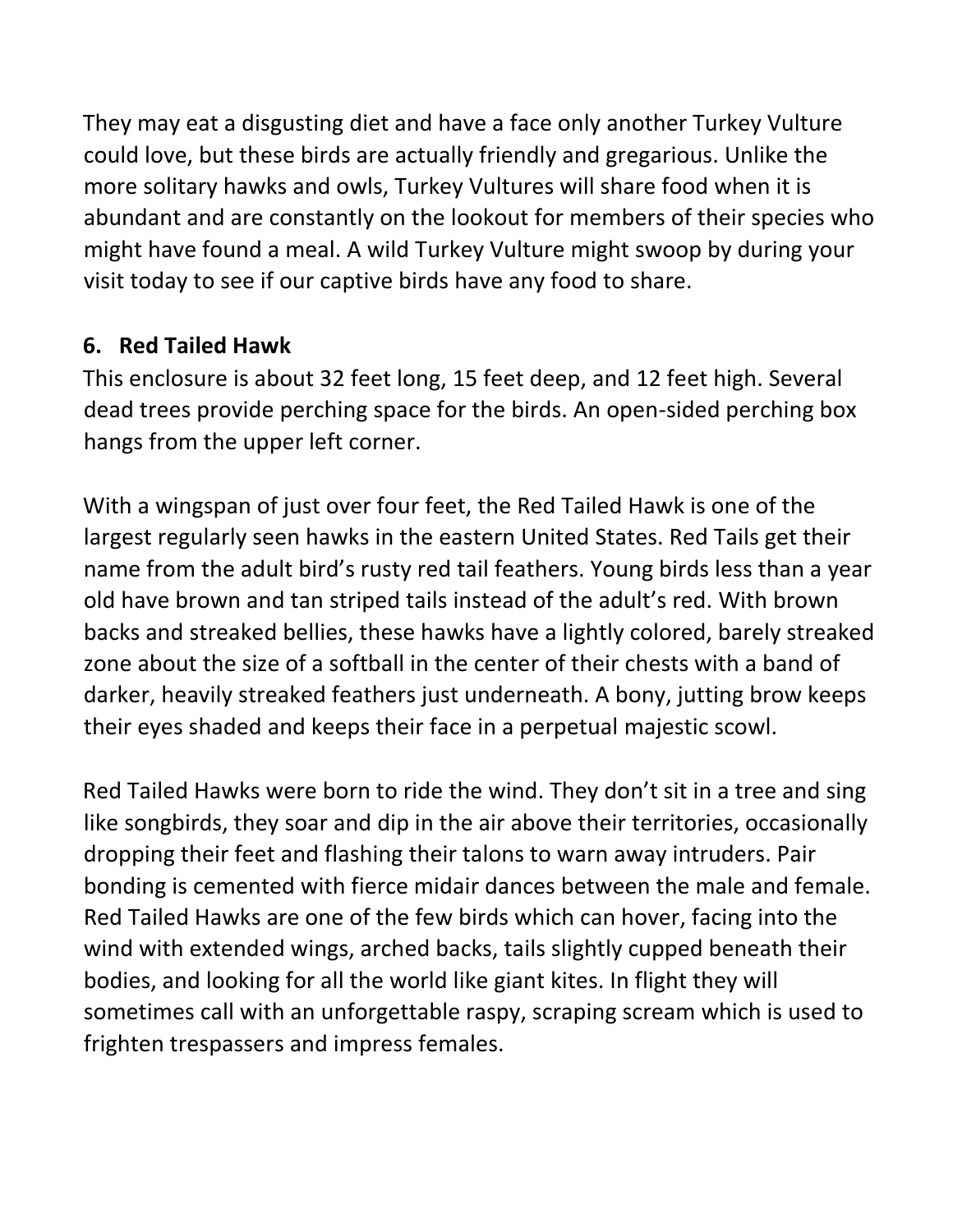They may eat a disgusting diet and have a face only another Turkey Vulture could love, but these birds are actually friendly and gregarious. Unlike the more solitary hawks and owls, Turkey Vultures will share food when it is abundant and are constantly on the lookout for members of their species who might have found a meal. A wild Turkey Vulture might swoop by during your visit today to see if our captive birds have any food to share.

### 6. Red Tailed Hawk

This enclosure is about 32 feet long, 15 feet deep, and 12 feet high. Several dead trees provide perching space for the birds. An open-sided perching box hangs from the upper left corner.

With a wingspan of just over four feet, the Red Tailed Hawk is one of the largest regularly seen hawks in the eastern United States. Red Tails get their name from the adult bird's rusty red tail feathers. Young birds less than a year old have brown and tan striped tails instead of the adult's red. With brown backs and streaked bellies, these hawks have a lightly colored, barely streaked zone about the size of a softball in the center of their chests with a band of darker, heavily streaked feathers just underneath. A bony, jutting brow keeps their eyes shaded and keeps their face in a perpetual majestic scowl.

Red Tailed Hawks were born to ride the wind. They don't sit in a tree and sing like songbirds, they soar and dip in the air above their territories, occasionally dropping their feet and flashing their talons to warn away intruders. Pair bonding is cemented with fierce midair dances between the male and female. Red Tailed Hawks are one of the few birds which can hover, facing into the wind with extended wings, arched backs, tails slightly cupped beneath their bodies, and looking for all the world like giant kites. In flight they will sometimes call with an unforgettable raspy, scraping scream which is used to frighten trespassers and impress females.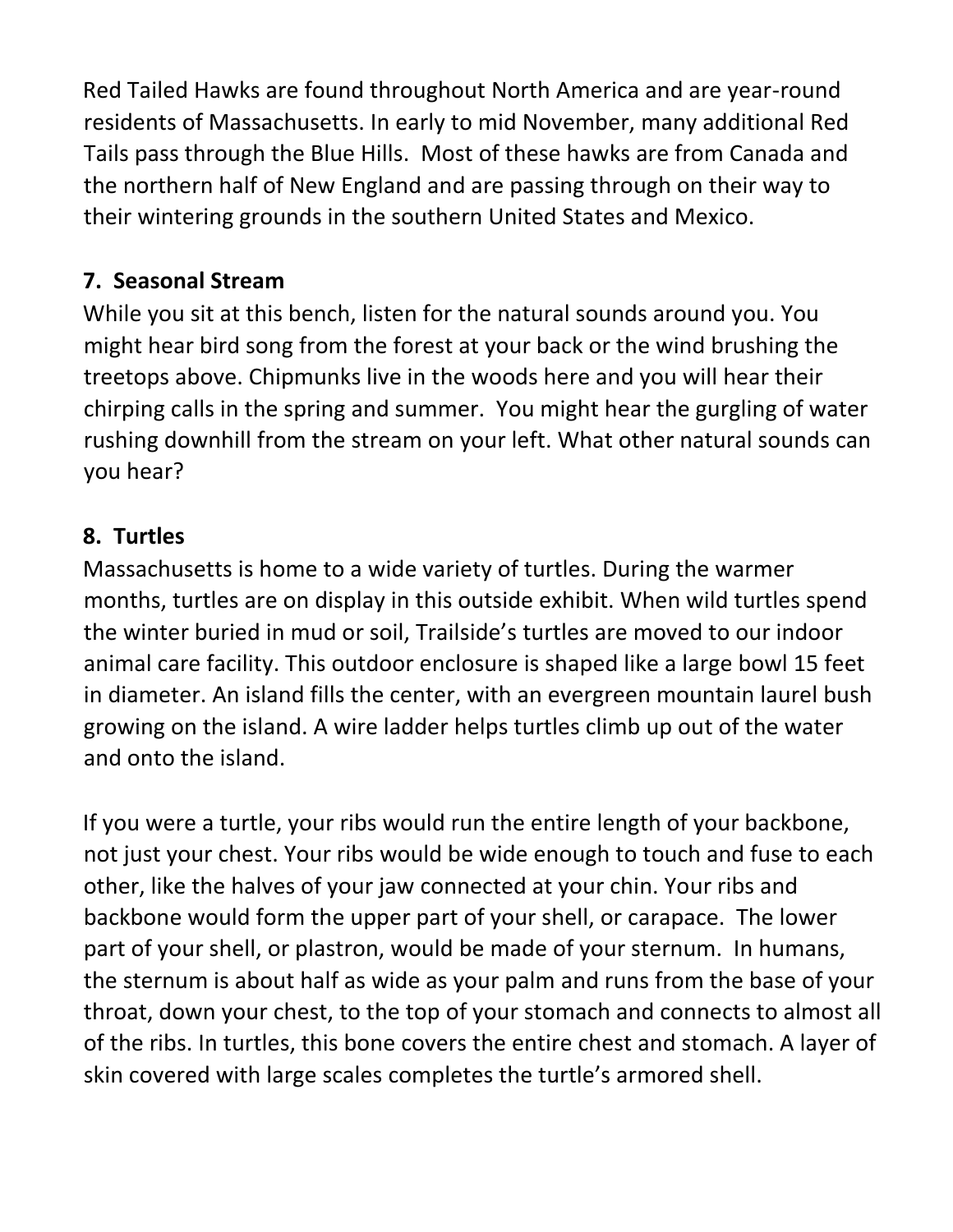Red Tailed Hawks are found throughout North America and are year-round residents of Massachusetts. In early to mid November, many additional Red Tails pass through the Blue Hills. Most of these hawks are from Canada and the northern half of New England and are passing through on their way to their wintering grounds in the southern United States and Mexico.

## 7. Seasonal Stream

While you sit at this bench, listen for the natural sounds around you. You might hear bird song from the forest at your back or the wind brushing the treetops above. Chipmunks live in the woods here and you will hear their chirping calls in the spring and summer. You might hear the gurgling of water rushing downhill from the stream on your left. What other natural sounds can you hear?

## 8. Turtles

Massachusetts is home to a wide variety of turtles. During the warmer months, turtles are on display in this outside exhibit. When wild turtles spend the winter buried in mud or soil, Trailside's turtles are moved to our indoor animal care facility. This outdoor enclosure is shaped like a large bowl 15 feet in diameter. An island fills the center, with an evergreen mountain laurel bush growing on the island. A wire ladder helps turtles climb up out of the water and onto the island.

If you were a turtle, your ribs would run the entire length of your backbone, not just your chest. Your ribs would be wide enough to touch and fuse to each other, like the halves of your jaw connected at your chin. Your ribs and backbone would form the upper part of your shell, or carapace. The lower part of your shell, or plastron, would be made of your sternum. In humans, the sternum is about half as wide as your palm and runs from the base of your throat, down your chest, to the top of your stomach and connects to almost all of the ribs. In turtles, this bone covers the entire chest and stomach. A layer of skin covered with large scales completes the turtle's armored shell.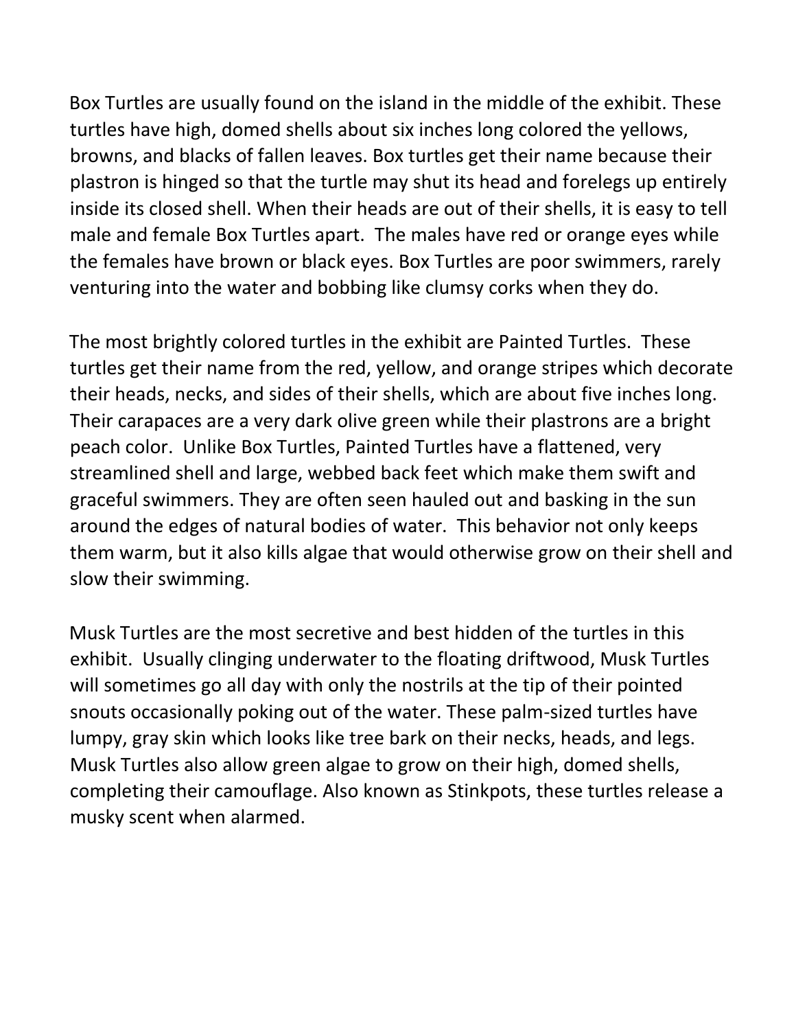Box Turtles are usually found on the island in the middle of the exhibit. These turtles have high, domed shells about six inches long colored the yellows, browns, and blacks of fallen leaves. Box turtles get their name because their plastron is hinged so that the turtle may shut its head and forelegs up entirely inside its closed shell. When their heads are out of their shells, it is easy to tell male and female Box Turtles apart. The males have red or orange eyes while the females have brown or black eyes. Box Turtles are poor swimmers, rarely venturing into the water and bobbing like clumsy corks when they do.

The most brightly colored turtles in the exhibit are Painted Turtles. These turtles get their name from the red, yellow, and orange stripes which decorate their heads, necks, and sides of their shells, which are about five inches long. Their carapaces are a very dark olive green while their plastrons are a bright peach color. Unlike Box Turtles, Painted Turtles have a flattened, very streamlined shell and large, webbed back feet which make them swift and graceful swimmers. They are often seen hauled out and basking in the sun around the edges of natural bodies of water. This behavior not only keeps them warm, but it also kills algae that would otherwise grow on their shell and slow their swimming.

Musk Turtles are the most secretive and best hidden of the turtles in this exhibit. Usually clinging underwater to the floating driftwood, Musk Turtles will sometimes go all day with only the nostrils at the tip of their pointed snouts occasionally poking out of the water. These palm-sized turtles have lumpy, gray skin which looks like tree bark on their necks, heads, and legs. Musk Turtles also allow green algae to grow on their high, domed shells, completing their camouflage. Also known as Stinkpots, these turtles release a musky scent when alarmed.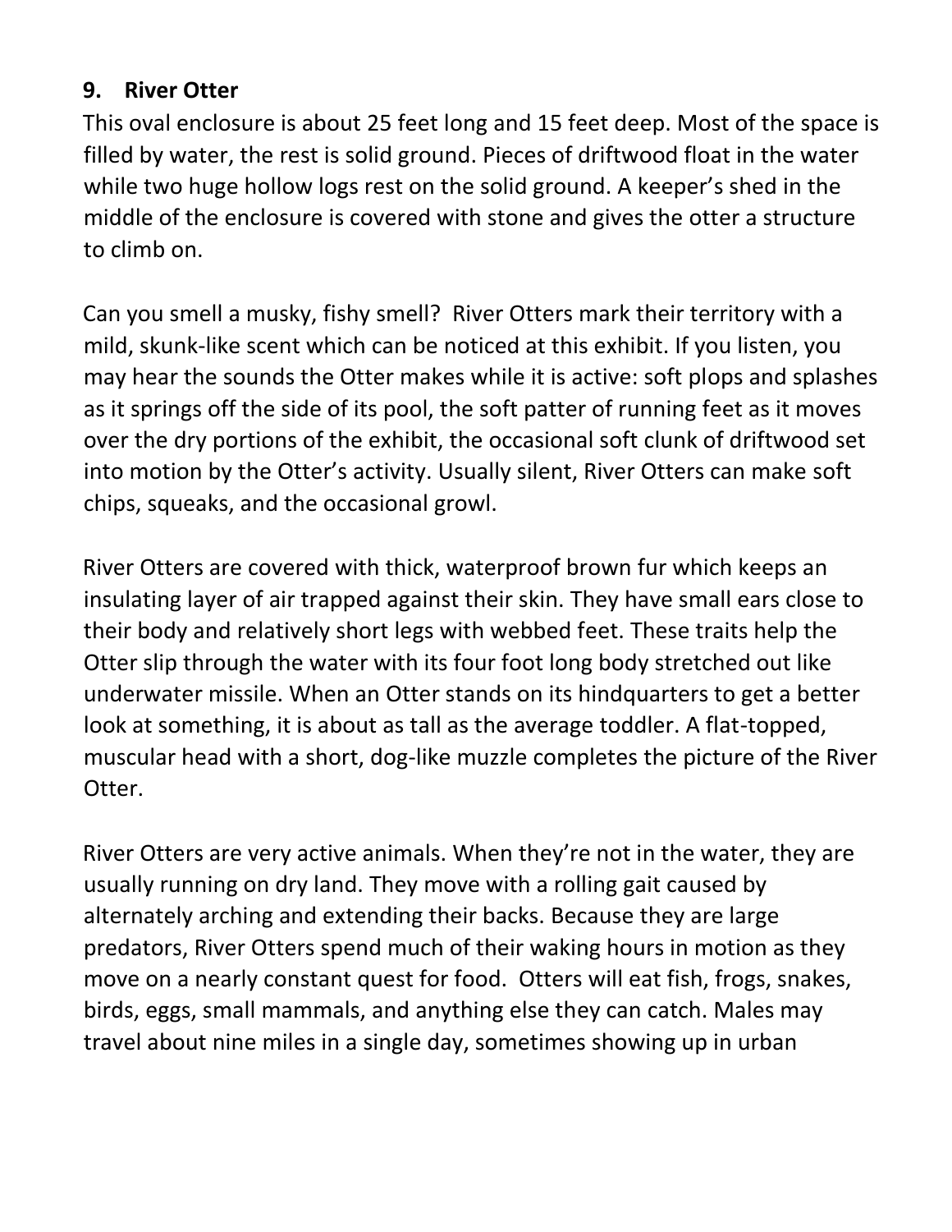## 9. River Otter

This oval enclosure is about 25 feet long and 15 feet deep. Most of the space is filled by water, the rest is solid ground. Pieces of driftwood float in the water while two huge hollow logs rest on the solid ground. A keeper's shed in the middle of the enclosure is covered with stone and gives the otter a structure to climb on.

Can you smell a musky, fishy smell? River Otters mark their territory with a mild, skunk-like scent which can be noticed at this exhibit. If you listen, you may hear the sounds the Otter makes while it is active: soft plops and splashes as it springs off the side of its pool, the soft patter of running feet as it moves over the dry portions of the exhibit, the occasional soft clunk of driftwood set into motion by the Otter's activity. Usually silent, River Otters can make soft chips, squeaks, and the occasional growl.

River Otters are covered with thick, waterproof brown fur which keeps an insulating layer of air trapped against their skin. They have small ears close to their body and relatively short legs with webbed feet. These traits help the Otter slip through the water with its four foot long body stretched out like underwater missile. When an Otter stands on its hindquarters to get a better look at something, it is about as tall as the average toddler. A flat-topped, muscular head with a short, dog-like muzzle completes the picture of the River Otter.

River Otters are very active animals. When they're not in the water, they are usually running on dry land. They move with a rolling gait caused by alternately arching and extending their backs. Because they are large predators, River Otters spend much of their waking hours in motion as they move on a nearly constant quest for food. Otters will eat fish, frogs, snakes, birds, eggs, small mammals, and anything else they can catch. Males may travel about nine miles in a single day, sometimes showing up in urban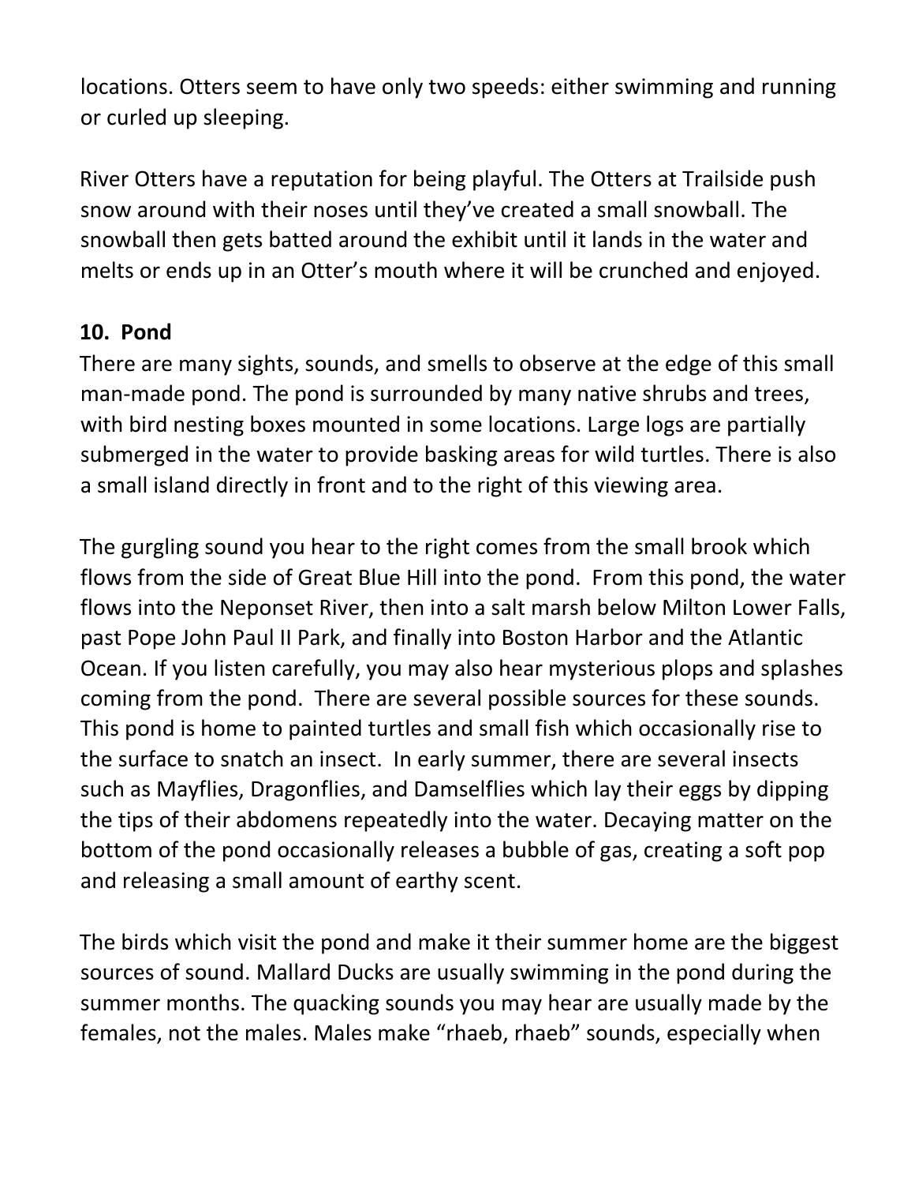locations. Otters seem to have only two speeds: either swimming and running or curled up sleeping.

River Otters have a reputation for being playful. The Otters at Trailside push snow around with their noses until they've created a small snowball. The snowball then gets batted around the exhibit until it lands in the water and melts or ends up in an Otter's mouth where it will be crunched and enjoyed.

## 10. Pond

There are many sights, sounds, and smells to observe at the edge of this small man-made pond. The pond is surrounded by many native shrubs and trees, with bird nesting boxes mounted in some locations. Large logs are partially submerged in the water to provide basking areas for wild turtles. There is also a small island directly in front and to the right of this viewing area.

The gurgling sound you hear to the right comes from the small brook which flows from the side of Great Blue Hill into the pond. From this pond, the water flows into the Neponset River, then into a salt marsh below Milton Lower Falls, past Pope John Paul II Park, and finally into Boston Harbor and the Atlantic Ocean. If you listen carefully, you may also hear mysterious plops and splashes coming from the pond. There are several possible sources for these sounds. This pond is home to painted turtles and small fish which occasionally rise to the surface to snatch an insect. In early summer, there are several insects such as Mayflies, Dragonflies, and Damselflies which lay their eggs by dipping the tips of their abdomens repeatedly into the water. Decaying matter on the bottom of the pond occasionally releases a bubble of gas, creating a soft pop and releasing a small amount of earthy scent.

The birds which visit the pond and make it their summer home are the biggest sources of sound. Mallard Ducks are usually swimming in the pond during the summer months. The quacking sounds you may hear are usually made by the females, not the males. Males make "rhaeb, rhaeb" sounds, especially when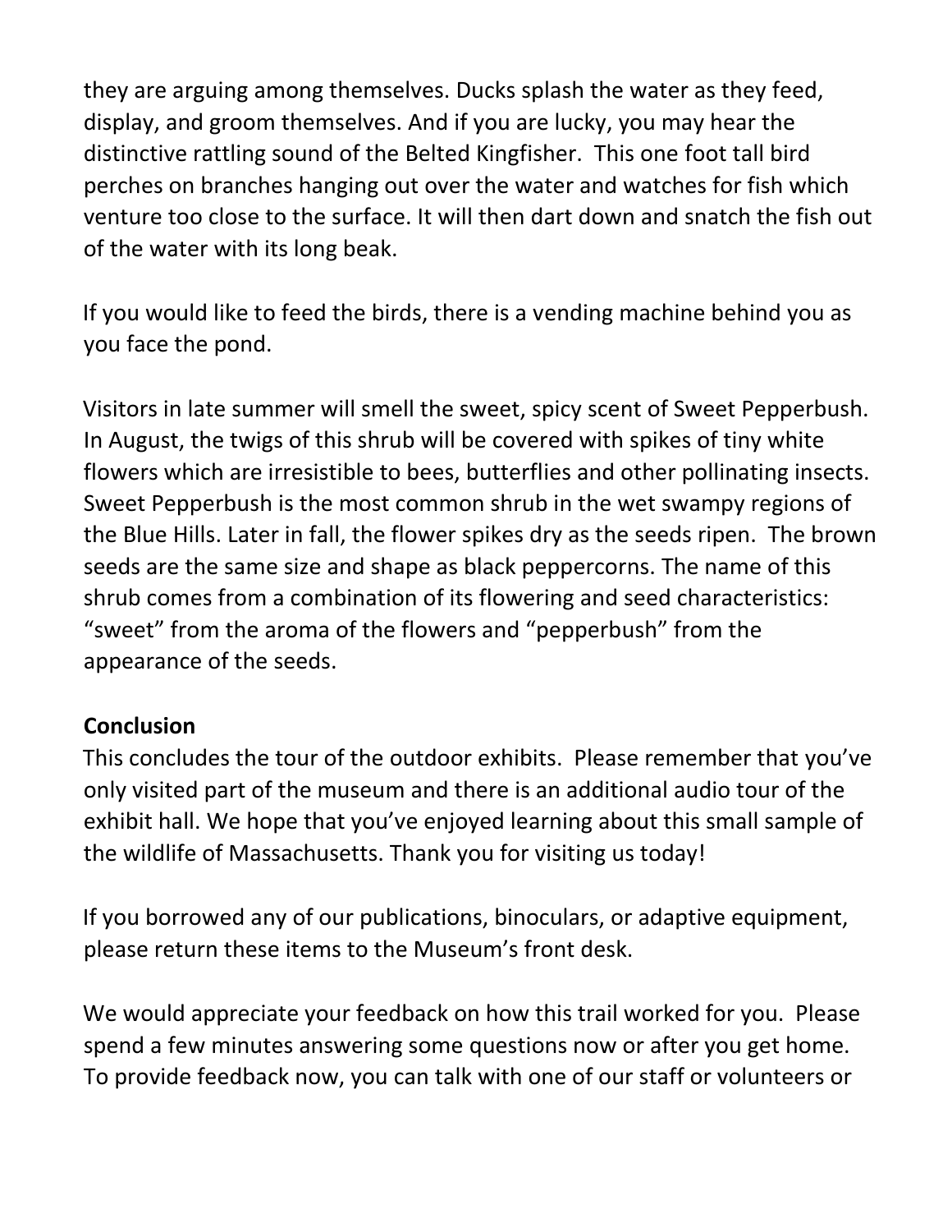they are arguing among themselves. Ducks splash the water as they feed, display, and groom themselves. And if you are lucky, you may hear the distinctive rattling sound of the Belted Kingfisher.  This one foot tall bird perches on branches hanging out over the water and watches for fish which venture too close to the surface. It will then dart down and snatch the fish out of the water with its long beak.

If you would like to feed the birds, there is a vending machine behind you as you face the pond.

Visitors in late summer will smell the sweet, spicy scent of Sweet Pepperbush. In August, the twigs of this shrub will be covered with spikes of tiny white flowers which are irresistible to bees, butterflies and other pollinating insects. Sweet Pepperbush is the most common shrub in the wet swampy regions of the Blue Hills. Later in fall, the flower spikes dry as the seeds ripen.  The brown seeds are the same size and shape as black peppercorns. The name of this shrub comes from a combination of its flowering and seed characteristics: "sweet" from the aroma of the flowers and "pepperbush" from the appearance of the seeds.

**Conclusion**

This concludes the tour of the outdoor exhibits.  Please remember that you've only visited part of the museum and there is an additional audio tour of the exhibit hall. We hope that you've enjoyed learning about this small sample of the wildlife of Massachusetts. Thank you for visiting us today!

If you borrowed any of our publications, binoculars, or adaptive equipment, please return these items to the Museum's front desk.

We would appreciate your feedback on how this trail worked for you.  Please spend a few minutes answering some questions now or after you get home. To provide feedback now, you can talk with one of our staff or volunteers or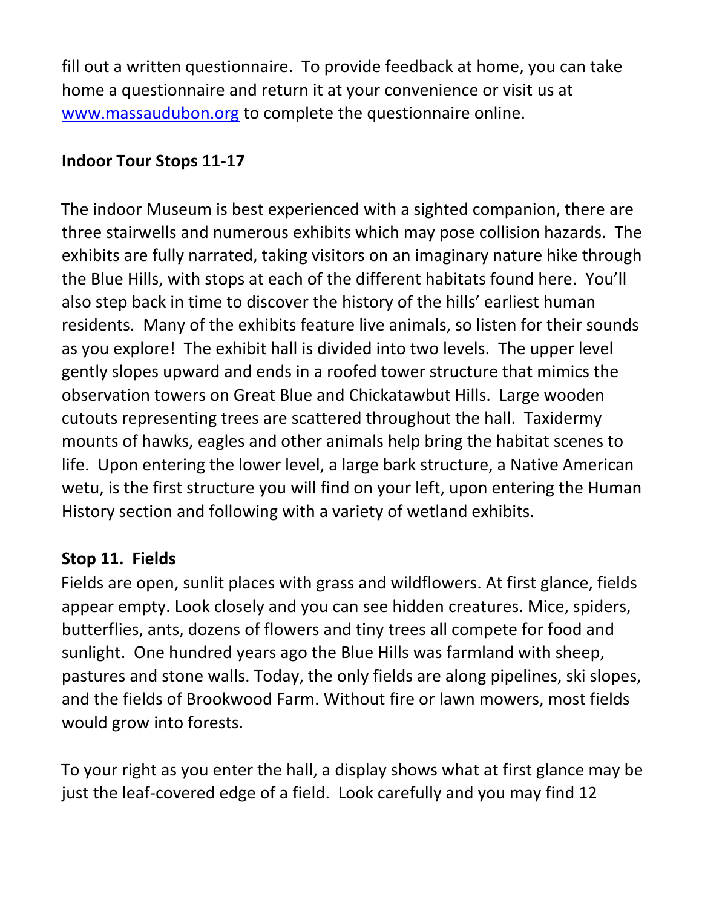fill out a written questionnaire. To provide feedback at home, you can take home a questionnaire and return it at your convenience or visit us at [www.massaudubon.org](http://www.massaudubon.org) to complete the questionnaire online.

**Indoor Tour Stops 11-17**

The indoor Museum is best experienced with a sighted companion, there are three stairwells and numerous exhibits which may pose collision hazards. The exhibits are fully narrated, taking visitors on an imaginary nature hike through the Blue Hills, with stops at each of the different habitats found here. You'll also step back in time to discover the history of the hills' earliest human residents. Many of the exhibits feature live animals, so listen for their sounds as you explore! The exhibit hall is divided into two levels. The upper level gently slopes upward and ends in a roofed tower structure that mimics the observation towers on Great Blue and Chickatawbut Hills. Large wooden cutouts representing trees are scattered throughout the hall. Taxidermy mounts of hawks, eagles and other animals help bring the habitat scenes to life. Upon entering the lower level, a large bark structure, a Native American wetu, is the first structure you will find on your left, upon entering the Human History section and following with a variety of wetland exhibits.

**Stop 11. Fields**

Fields are open, sunlit places with grass and wildflowers. At first glance, fields appear empty. Look closely and you can see hidden creatures. Mice, spiders, butterflies, ants, dozens of flowers and tiny trees all compete for food and sunlight. One hundred years ago the Blue Hills was farmland with sheep, pastures and stone walls. Today, the only fields are along pipelines, ski slopes, and the fields of Brookwood Farm. Without fire or lawn mowers, most fields would grow into forests.

To your right as you enter the hall, a display shows what at first glance may be just the leaf-covered edge of a field. Look carefully and you may find 12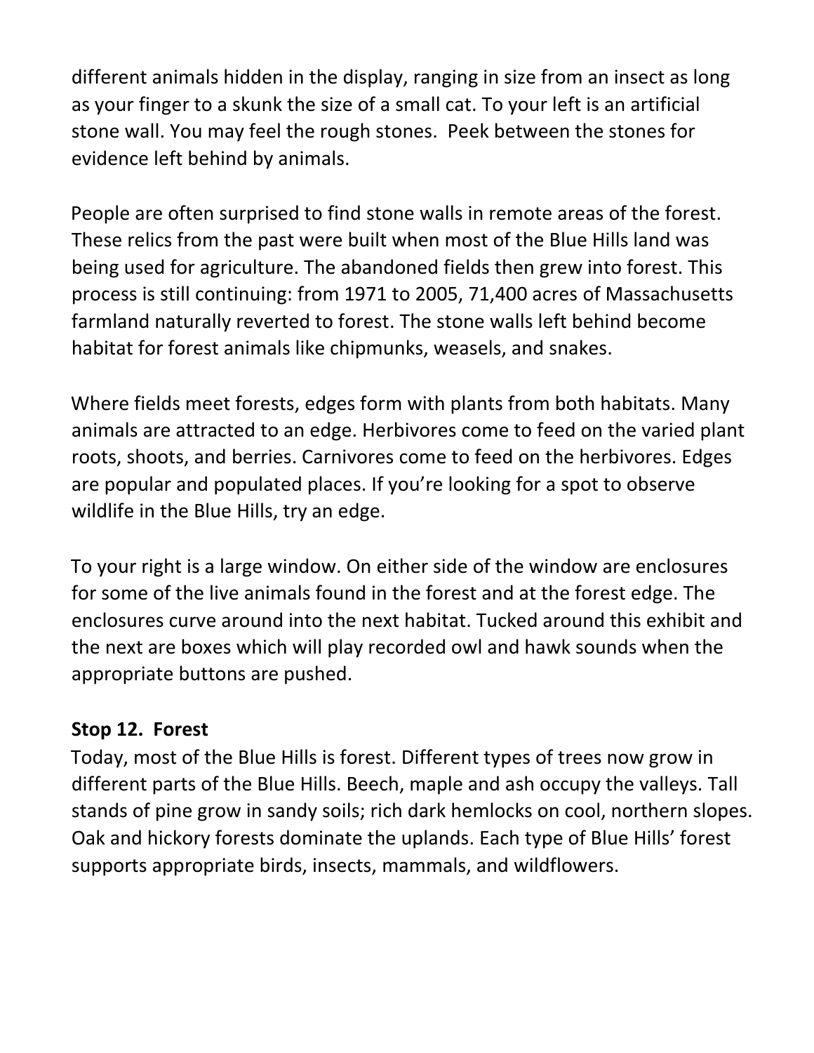different animals hidden in the display, ranging in size from an insect as long as your finger to a skunk the size of a small cat. To your left is an artificial stone wall. You may feel the rough stones.  Peek between the stones for evidence left behind by animals.

People are often surprised to find stone walls in remote areas of the forest. These relics from the past were built when most of the Blue Hills land was being used for agriculture. The abandoned fields then grew into forest. This process is still continuing: from 1971 to 2005, 71,400 acres of Massachusetts farmland naturally reverted to forest. The stone walls left behind become habitat for forest animals like chipmunks, weasels, and snakes.

Where fields meet forests, edges form with plants from both habitats. Many animals are attracted to an edge. Herbivores come to feed on the varied plant roots, shoots, and berries. Carnivores come to feed on the herbivores. Edges are popular and populated places. If you're looking for a spot to observe wildlife in the Blue Hills, try an edge.

To your right is a large window. On either side of the window are enclosures for some of the live animals found in the forest and at the forest edge. The enclosures curve around into the next habitat. Tucked around this exhibit and the next are boxes which will play recorded owl and hawk sounds when the appropriate buttons are pushed.

**Stop 12.  Forest**

Today, most of the Blue Hills is forest. Different types of trees now grow in different parts of the Blue Hills. Beech, maple and ash occupy the valleys. Tall stands of pine grow in sandy soils; rich dark hemlocks on cool, northern slopes. Oak and hickory forests dominate the uplands. Each type of Blue Hills' forest supports appropriate birds, insects, mammals, and wildflowers.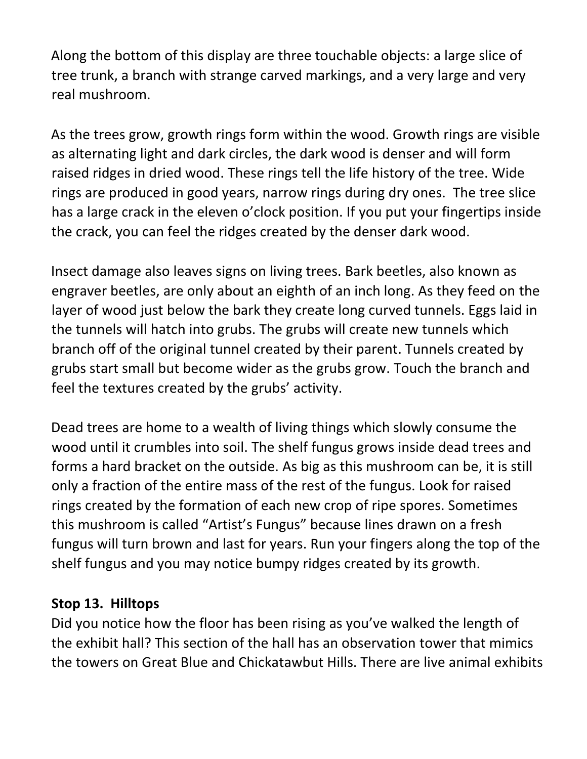Along the bottom of this display are three touchable objects: a large slice of tree trunk, a branch with strange carved markings, and a very large and very real mushroom.

As the trees grow, growth rings form within the wood. Growth rings are visible as alternating light and dark circles, the dark wood is denser and will form raised ridges in dried wood. These rings tell the life history of the tree. Wide rings are produced in good years, narrow rings during dry ones. The tree slice has a large crack in the eleven o'clock position. If you put your fingertips inside the crack, you can feel the ridges created by the denser dark wood.

Insect damage also leaves signs on living trees. Bark beetles, also known as engraver beetles, are only about an eighth of an inch long. As they feed on the layer of wood just below the bark they create long curved tunnels. Eggs laid in the tunnels will hatch into grubs. The grubs will create new tunnels which branch off of the original tunnel created by their parent. Tunnels created by grubs start small but become wider as the grubs grow. Touch the branch and feel the textures created by the grubs' activity.

Dead trees are home to a wealth of living things which slowly consume the wood until it crumbles into soil. The shelf fungus grows inside dead trees and forms a hard bracket on the outside. As big as this mushroom can be, it is still only a fraction of the entire mass of the rest of the fungus. Look for raised rings created by the formation of each new crop of ripe spores. Sometimes this mushroom is called "Artist's Fungus" because lines drawn on a fresh fungus will turn brown and last for years. Run your fingers along the top of the shelf fungus and you may notice bumpy ridges created by its growth.

**Stop 13. Hilltops**

Did you notice how the floor has been rising as you've walked the length of the exhibit hall? This section of the hall has an observation tower that mimics the towers on Great Blue and Chickatawbut Hills. There are live animal exhibits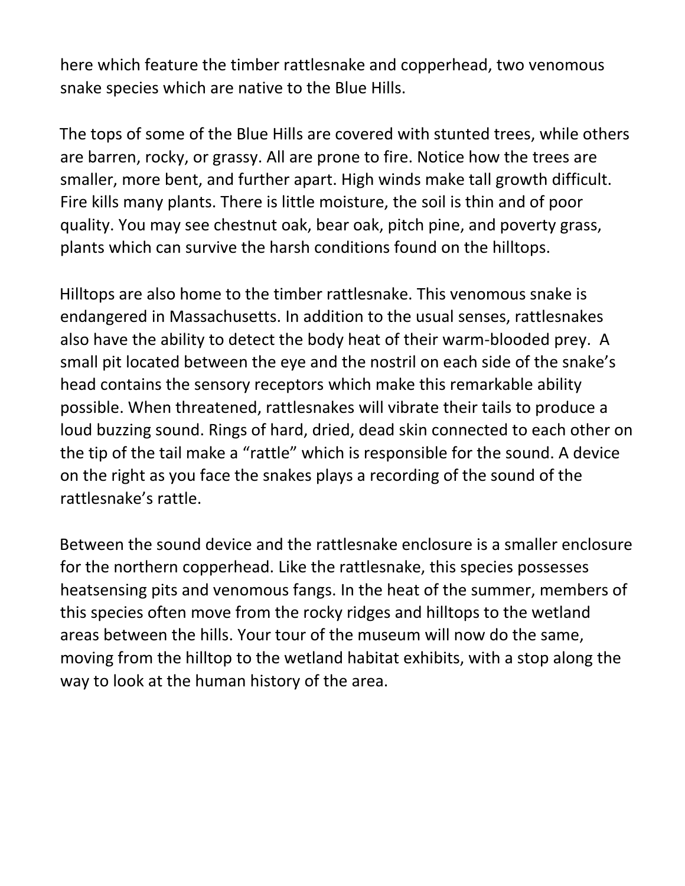here which feature the timber rattlesnake and copperhead, two venomous snake species which are native to the Blue Hills.

The tops of some of the Blue Hills are covered with stunted trees, while others are barren, rocky, or grassy. All are prone to fire. Notice how the trees are smaller, more bent, and further apart. High winds make tall growth difficult. Fire kills many plants. There is little moisture, the soil is thin and of poor quality. You may see chestnut oak, bear oak, pitch pine, and poverty grass, plants which can survive the harsh conditions found on the hilltops.

Hilltops are also home to the timber rattlesnake. This venomous snake is endangered in Massachusetts. In addition to the usual senses, rattlesnakes also have the ability to detect the body heat of their warm-blooded prey. A small pit located between the eye and the nostril on each side of the snake's head contains the sensory receptors which make this remarkable ability possible. When threatened, rattlesnakes will vibrate their tails to produce a loud buzzing sound. Rings of hard, dried, dead skin connected to each other on the tip of the tail make a "rattle" which is responsible for the sound. A device on the right as you face the snakes plays a recording of the sound of the rattlesnake's rattle.

Between the sound device and the rattlesnake enclosure is a smaller enclosure for the northern copperhead. Like the rattlesnake, this species possesses heatsensing pits and venomous fangs. In the heat of the summer, members of this species often move from the rocky ridges and hilltops to the wetland areas between the hills. Your tour of the museum will now do the same, moving from the hilltop to the wetland habitat exhibits, with a stop along the way to look at the human history of the area.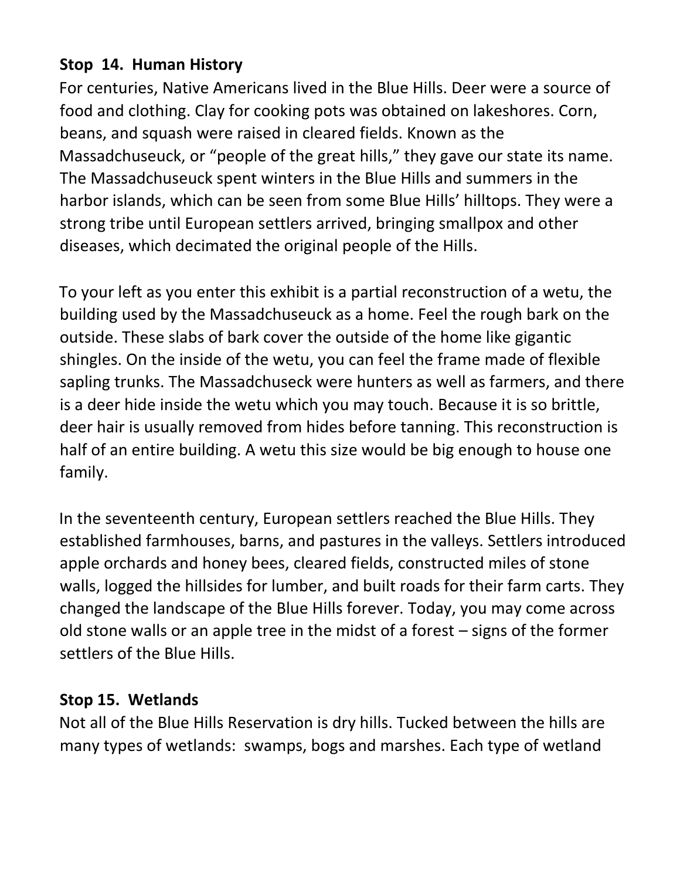**Stop 14. Human History**

For centuries, Native Americans lived in the Blue Hills. Deer were a source of food and clothing. Clay for cooking pots was obtained on lakeshores. Corn, beans, and squash were raised in cleared fields. Known as the Massadchuseuck, or "people of the great hills," they gave our state its name. The Massadchuseuck spent winters in the Blue Hills and summers in the harbor islands, which can be seen from some Blue Hills' hilltops. They were a strong tribe until European settlers arrived, bringing smallpox and other diseases, which decimated the original people of the Hills.

To your left as you enter this exhibit is a partial reconstruction of a wetu, the building used by the Massadchuseuck as a home. Feel the rough bark on the outside. These slabs of bark cover the outside of the home like gigantic shingles. On the inside of the wetu, you can feel the frame made of flexible sapling trunks. The Massadchuseck were hunters as well as farmers, and there is a deer hide inside the wetu which you may touch. Because it is so brittle, deer hair is usually removed from hides before tanning. This reconstruction is half of an entire building. A wetu this size would be big enough to house one family.

In the seventeenth century, European settlers reached the Blue Hills. They established farmhouses, barns, and pastures in the valleys. Settlers introduced apple orchards and honey bees, cleared fields, constructed miles of stone walls, logged the hillsides for lumber, and built roads for their farm carts. They changed the landscape of the Blue Hills forever. Today, you may come across old stone walls or an apple tree in the midst of a forest – signs of the former settlers of the Blue Hills.

**Stop 15. Wetlands**

Not all of the Blue Hills Reservation is dry hills. Tucked between the hills are many types of wetlands: swamps, bogs and marshes. Each type of wetland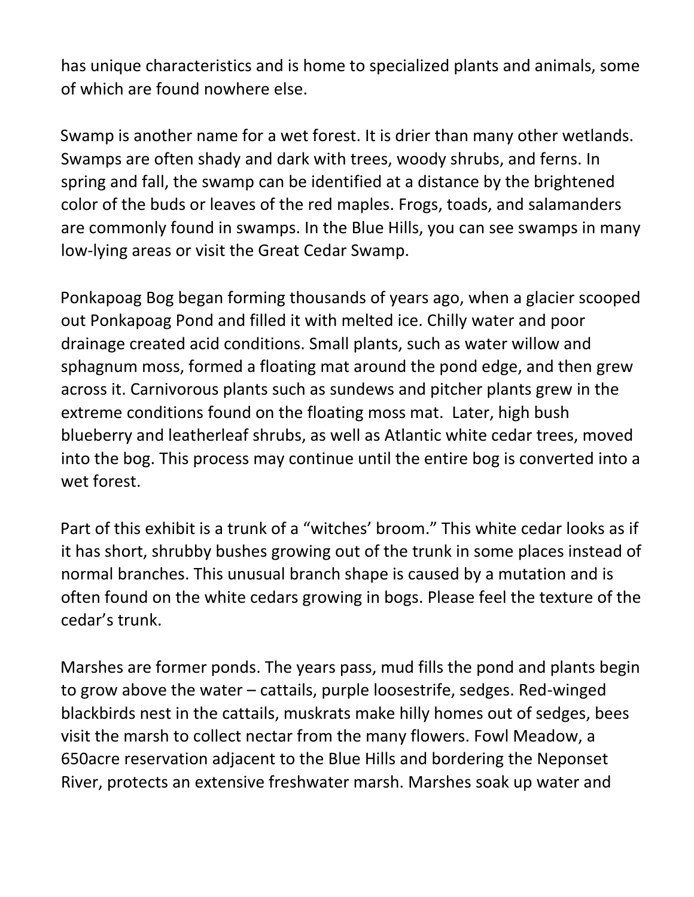has unique characteristics and is home to specialized plants and animals, some of which are found nowhere else.

Swamp is another name for a wet forest. It is drier than many other wetlands. Swamps are often shady and dark with trees, woody shrubs, and ferns. In spring and fall, the swamp can be identified at a distance by the brightened color of the buds or leaves of the red maples. Frogs, toads, and salamanders are commonly found in swamps. In the Blue Hills, you can see swamps in many low-lying areas or visit the Great Cedar Swamp.

Ponkapoag Bog began forming thousands of years ago, when a glacier scooped out Ponkapoag Pond and filled it with melted ice. Chilly water and poor drainage created acid conditions. Small plants, such as water willow and sphagnum moss, formed a floating mat around the pond edge, and then grew across it. Carnivorous plants such as sundews and pitcher plants grew in the extreme conditions found on the floating moss mat. Later, high bush blueberry and leatherleaf shrubs, as well as Atlantic white cedar trees, moved into the bog. This process may continue until the entire bog is converted into a wet forest.

Part of this exhibit is a trunk of a "witches' broom." This white cedar looks as if it has short, shrubby bushes growing out of the trunk in some places instead of normal branches. This unusual branch shape is caused by a mutation and is often found on the white cedars growing in bogs. Please feel the texture of the cedar's trunk.

Marshes are former ponds. The years pass, mud fills the pond and plants begin to grow above the water – cattails, purple loosestrife, sedges. Red-winged blackbirds nest in the cattails, muskrats make hilly homes out of sedges, bees visit the marsh to collect nectar from the many flowers. Fowl Meadow, a 650acre reservation adjacent to the Blue Hills and bordering the Neponset River, protects an extensive freshwater marsh. Marshes soak up water and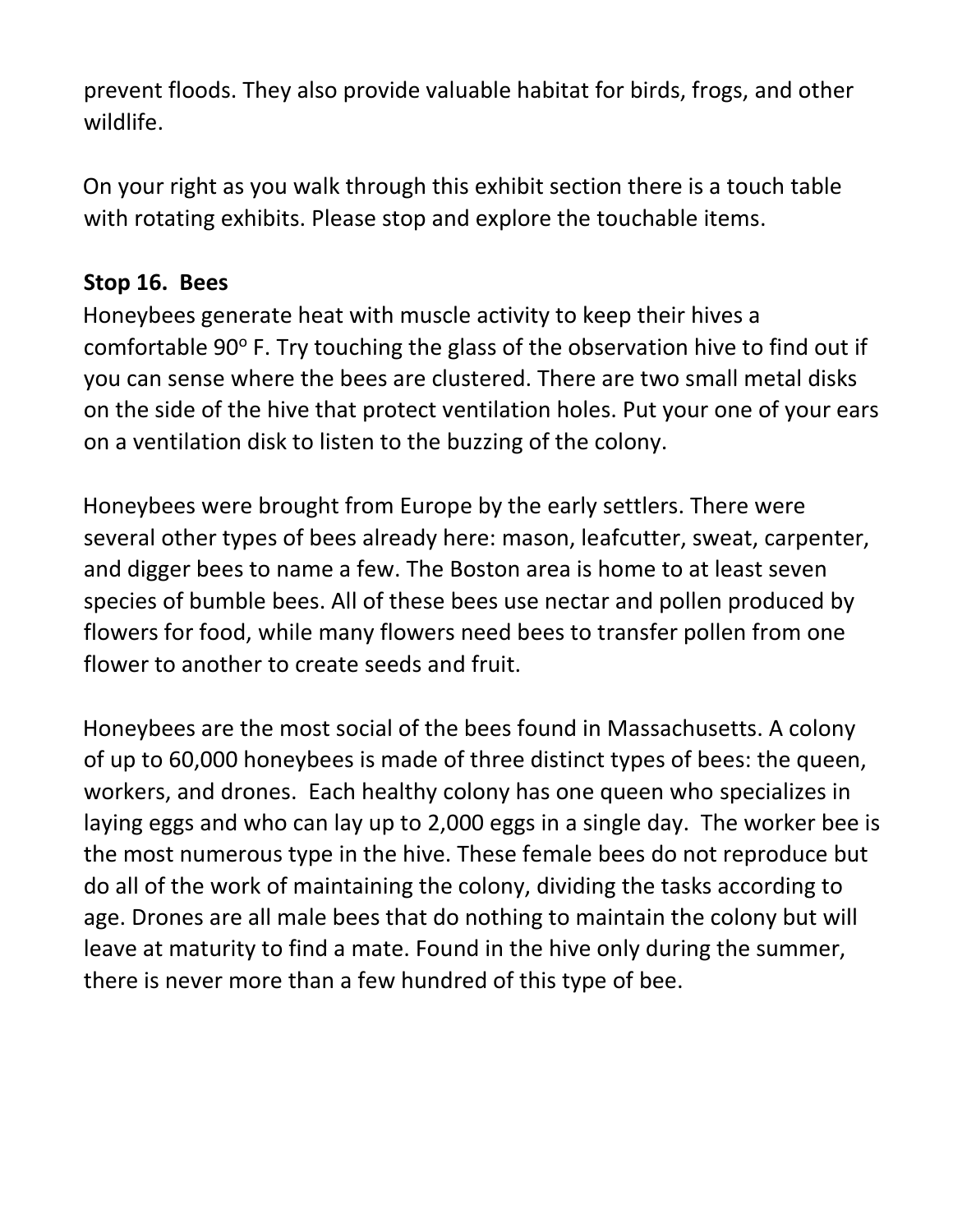prevent floods. They also provide valuable habitat for birds, frogs, and other wildlife.

On your right as you walk through this exhibit section there is a touch table with rotating exhibits. Please stop and explore the touchable items.

**Stop 16. Bees**

Honeybees generate heat with muscle activity to keep their hives a comfortable 90$^{o}$ F. Try touching the glass of the observation hive to find out if you can sense where the bees are clustered. There are two small metal disks on the side of the hive that protect ventilation holes. Put your one of your ears on a ventilation disk to listen to the buzzing of the colony.

Honeybees were brought from Europe by the early settlers. There were several other types of bees already here: mason, leafcutter, sweat, carpenter, and digger bees to name a few. The Boston area is home to at least seven species of bumble bees. All of these bees use nectar and pollen produced by flowers for food, while many flowers need bees to transfer pollen from one flower to another to create seeds and fruit.

Honeybees are the most social of the bees found in Massachusetts. A colony of up to 60,000 honeybees is made of three distinct types of bees: the queen, workers, and drones. Each healthy colony has one queen who specializes in laying eggs and who can lay up to 2,000 eggs in a single day. The worker bee is the most numerous type in the hive. These female bees do not reproduce but do all of the work of maintaining the colony, dividing the tasks according to age. Drones are all male bees that do nothing to maintain the colony but will leave at maturity to find a mate. Found in the hive only during the summer, there is never more than a few hundred of this type of bee.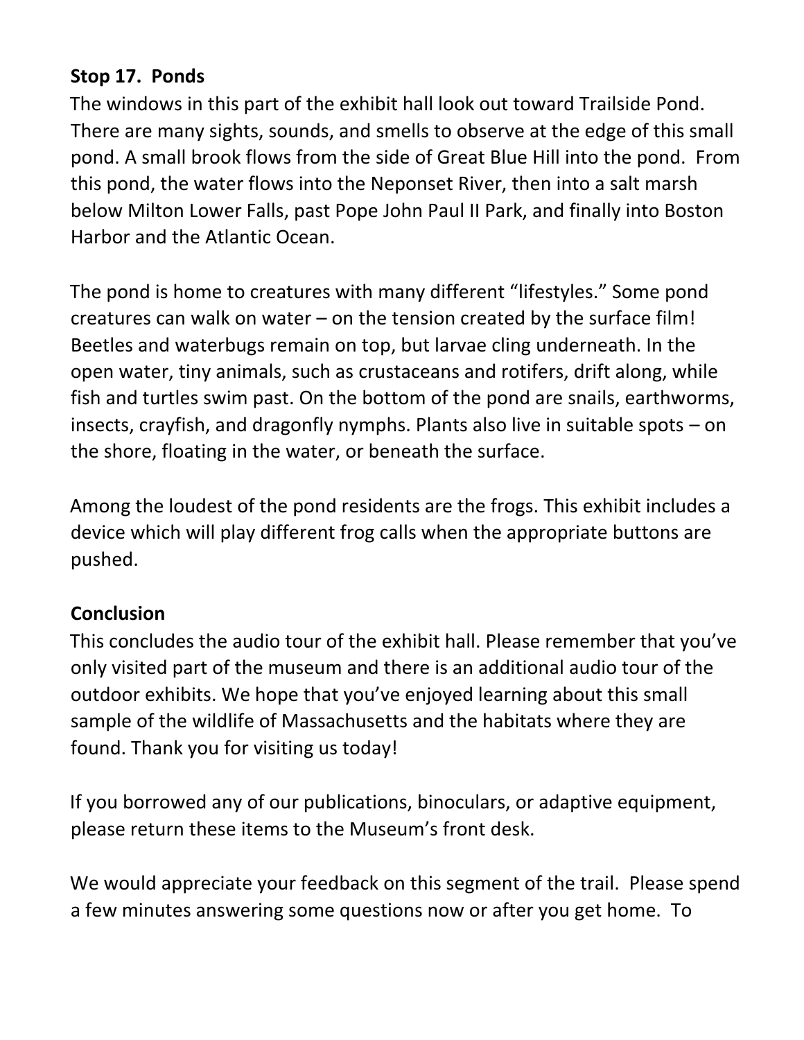### Stop 17. Ponds

The windows in this part of the exhibit hall look out toward Trailside Pond. There are many sights, sounds, and smells to observe at the edge of this small pond. A small brook flows from the side of Great Blue Hill into the pond. From this pond, the water flows into the Neponset River, then into a salt marsh below Milton Lower Falls, past Pope John Paul II Park, and finally into Boston Harbor and the Atlantic Ocean.

The pond is home to creatures with many different "lifestyles." Some pond creatures can walk on water – on the tension created by the surface film! Beetles and waterbugs remain on top, but larvae cling underneath. In the open water, tiny animals, such as crustaceans and rotifers, drift along, while fish and turtles swim past. On the bottom of the pond are snails, earthworms, insects, crayfish, and dragonfly nymphs. Plants also live in suitable spots – on the shore, floating in the water, or beneath the surface.

Among the loudest of the pond residents are the frogs. This exhibit includes a device which will play different frog calls when the appropriate buttons are pushed.

### Conclusion

This concludes the audio tour of the exhibit hall. Please remember that you've only visited part of the museum and there is an additional audio tour of the outdoor exhibits. We hope that you've enjoyed learning about this small sample of the wildlife of Massachusetts and the habitats where they are found. Thank you for visiting us today!

If you borrowed any of our publications, binoculars, or adaptive equipment, please return these items to the Museum's front desk.

We would appreciate your feedback on this segment of the trail. Please spend a few minutes answering some questions now or after you get home. To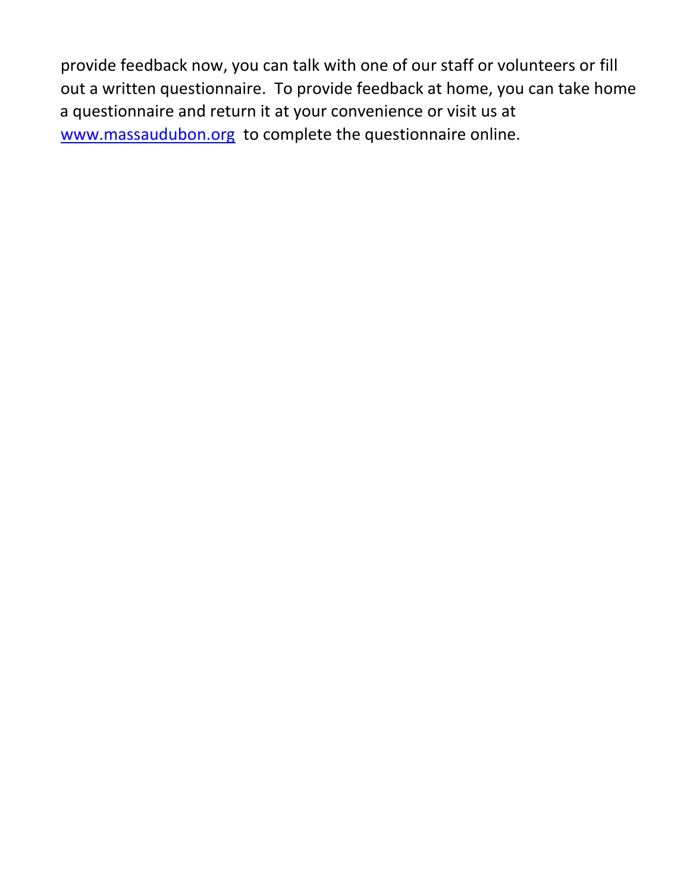provide feedback now, you can talk with one of our staff or volunteers or fill out a written questionnaire. To provide feedback at home, you can take home a questionnaire and return it at your convenience or visit us at www.massaudubon.org to complete the questionnaire online.